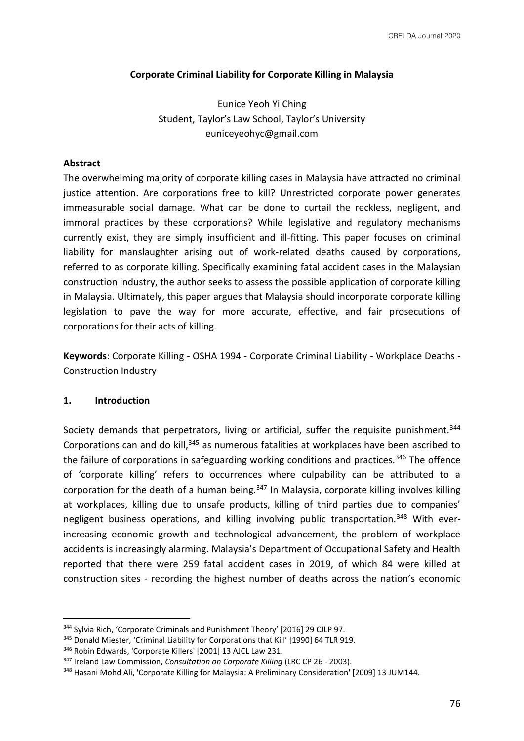# Corporate Criminal Liability for Corporate Killing in Malaysia

Eunice Yeoh Yi Ching
Student, Taylor's Law School, Taylor's University
euniceyeohyc@gmail.com

## Abstract

The overwhelming majority of corporate killing cases in Malaysia have attracted no criminal justice attention. Are corporations free to kill? Unrestricted corporate power generates immeasurable social damage. What can be done to curtail the reckless, negligent, and immoral practices by these corporations? While legislative and regulatory mechanisms currently exist, they are simply insufficient and ill-fitting. This paper focuses on criminal liability for manslaughter arising out of work-related deaths caused by corporations, referred to as corporate killing. Specifically examining fatal accident cases in the Malaysian construction industry, the author seeks to assess the possible application of corporate killing in Malaysia. Ultimately, this paper argues that Malaysia should incorporate corporate killing legislation to pave the way for more accurate, effective, and fair prosecutions of corporations for their acts of killing.

**Keywords**: Corporate Killing - OSHA 1994 - Corporate Criminal Liability - Workplace Deaths - Construction Industry

## 1. Introduction

Society demands that perpetrators, living or artificial, suffer the requisite punishment.[344] Corporations can and do kill,[345] as numerous fatalities at workplaces have been ascribed to the failure of corporations in safeguarding working conditions and practices.[346] The offence of 'corporate killing' refers to occurrences where culpability can be attributed to a corporation for the death of a human being.[347] In Malaysia, corporate killing involves killing at workplaces, killing due to unsafe products, killing of third parties due to companies' negligent business operations, and killing involving public transportation.[348] With ever-increasing economic growth and technological advancement, the problem of workplace accidents is increasingly alarming. Malaysia's Department of Occupational Safety and Health reported that there were 259 fatal accident cases in 2019, of which 84 were killed at construction sites - recording the highest number of deaths across the nation's economic

---

[344] Sylvia Rich, 'Corporate Criminals and Punishment Theory' [2016] 29 CJLP 97.

[345] Donald Miester, 'Criminal Liability for Corporations that Kill' [1990] 64 TLR 919.

[346] Robin Edwards, 'Corporate Killers' [2001] 13 AJCL Law 231.

[347] Ireland Law Commission, *Consultation on Corporate Killing* (LRC CP 26 - 2003).

[348] Hasani Mohd Ali, 'Corporate Killing for Malaysia: A Preliminary Consideration' [2009] 13 JUM144.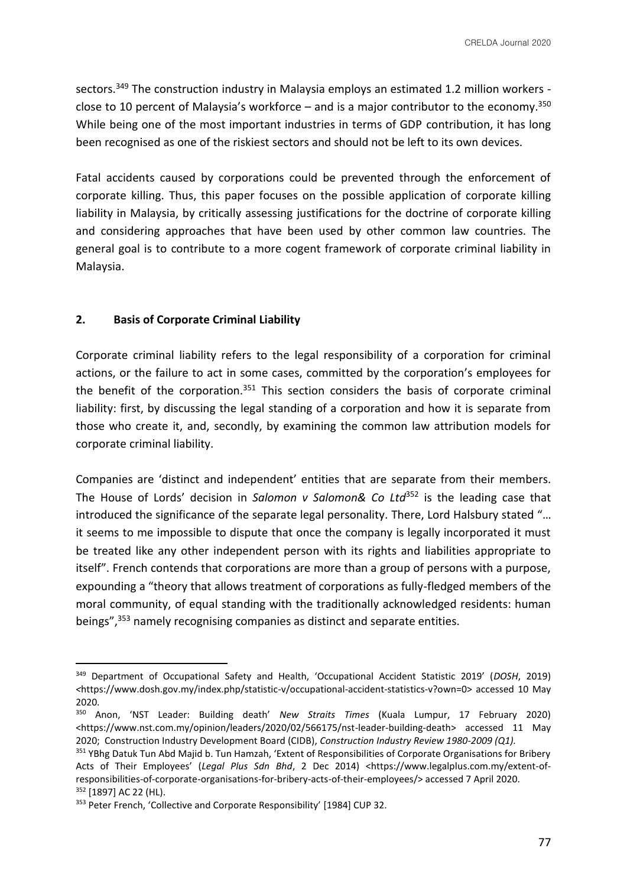sectors.[349] The construction industry in Malaysia employs an estimated 1.2 million workers - close to 10 percent of Malaysia's workforce – and is a major contributor to the economy.[350] While being one of the most important industries in terms of GDP contribution, it has long been recognised as one of the riskiest sectors and should not be left to its own devices.

Fatal accidents caused by corporations could be prevented through the enforcement of corporate killing. Thus, this paper focuses on the possible application of corporate killing liability in Malaysia, by critically assessing justifications for the doctrine of corporate killing and considering approaches that have been used by other common law countries. The general goal is to contribute to a more cogent framework of corporate criminal liability in Malaysia.

## 2. Basis of Corporate Criminal Liability

Corporate criminal liability refers to the legal responsibility of a corporation for criminal actions, or the failure to act in some cases, committed by the corporation's employees for the benefit of the corporation.[351] This section considers the basis of corporate criminal liability: first, by discussing the legal standing of a corporation and how it is separate from those who create it, and, secondly, by examining the common law attribution models for corporate criminal liability.

Companies are 'distinct and independent' entities that are separate from their members. The House of Lords' decision in *Salomon v Salomon& Co Ltd*[352] is the leading case that introduced the significance of the separate legal personality. There, Lord Halsbury stated "… it seems to me impossible to dispute that once the company is legally incorporated it must be treated like any other independent person with its rights and liabilities appropriate to itself". French contends that corporations are more than a group of persons with a purpose, expounding a "theory that allows treatment of corporations as fully-fledged members of the moral community, of equal standing with the traditionally acknowledged residents: human beings",[353] namely recognising companies as distinct and separate entities.

---

[349] Department of Occupational Safety and Health, 'Occupational Accident Statistic 2019' (*DOSH*, 2019) <https://www.dosh.gov.my/index.php/statistic-v/occupational-accident-statistics-v?own=0> accessed 10 May 2020.

[350] Anon, 'NST Leader: Building death' *New Straits Times* (Kuala Lumpur, 17 February 2020) <https://www.nst.com.my/opinion/leaders/2020/02/566175/nst-leader-building-death> accessed 11 May 2020; Construction Industry Development Board (CIDB), *Construction Industry Review 1980-2009 (Q1).*

[351] YBhg Datuk Tun Abd Majid b. Tun Hamzah, 'Extent of Responsibilities of Corporate Organisations for Bribery Acts of Their Employees' (*Legal Plus Sdn Bhd*, 2 Dec 2014) <https://www.legalplus.com.my/extent-of-responsibilities-of-corporate-organisations-for-bribery-acts-of-their-employees/> accessed 7 April 2020.

[352] [1897] AC 22 (HL).

[353] Peter French, 'Collective and Corporate Responsibility' [1984] CUP 32.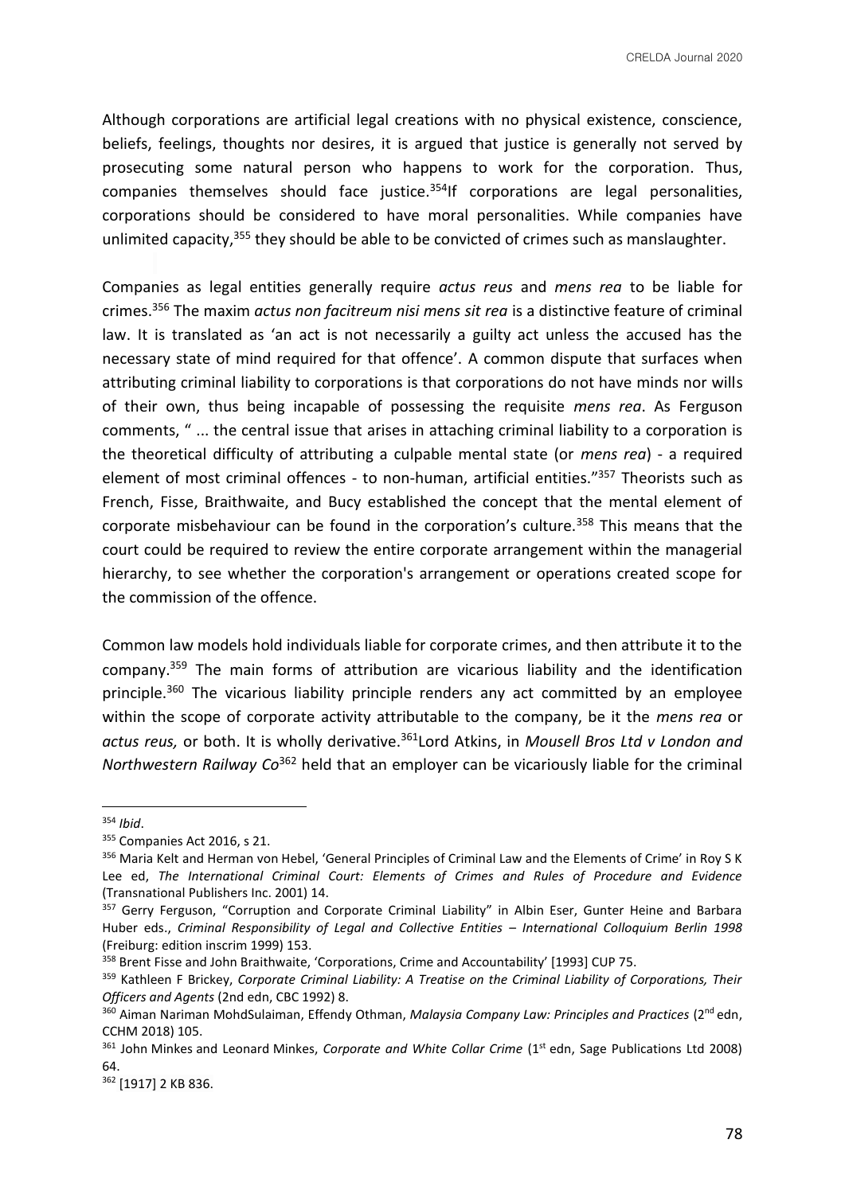Although corporations are artificial legal creations with no physical existence, conscience, beliefs, feelings, thoughts nor desires, it is argued that justice is generally not served by prosecuting some natural person who happens to work for the corporation. Thus, companies themselves should face justice.[354]If corporations are legal personalities, corporations should be considered to have moral personalities. While companies have unlimited capacity,[355] they should be able to be convicted of crimes such as manslaughter.

Companies as legal entities generally require *actus reus* and *mens rea* to be liable for crimes.[356] The maxim *actus non facitreum nisi mens sit rea* is a distinctive feature of criminal law. It is translated as 'an act is not necessarily a guilty act unless the accused has the necessary state of mind required for that offence'. A common dispute that surfaces when attributing criminal liability to corporations is that corporations do not have minds nor wills of their own, thus being incapable of possessing the requisite *mens rea*. As Ferguson comments, " ... the central issue that arises in attaching criminal liability to a corporation is the theoretical difficulty of attributing a culpable mental state (or *mens rea*) - a required element of most criminal offences - to non-human, artificial entities."[357] Theorists such as French, Fisse, Braithwaite, and Bucy established the concept that the mental element of corporate misbehaviour can be found in the corporation's culture.[358] This means that the court could be required to review the entire corporate arrangement within the managerial hierarchy, to see whether the corporation's arrangement or operations created scope for the commission of the offence.

Common law models hold individuals liable for corporate crimes, and then attribute it to the company.[359] The main forms of attribution are vicarious liability and the identification principle.[360] The vicarious liability principle renders any act committed by an employee within the scope of corporate activity attributable to the company, be it the *mens rea* or *actus reus,* or both. It is wholly derivative.[361]Lord Atkins, in *Mousell Bros Ltd v London and Northwestern Railway Co*[362] held that an employer can be vicariously liable for the criminal

---

[354] *Ibid*.

[355] Companies Act 2016, s 21.

[356] Maria Kelt and Herman von Hebel, 'General Principles of Criminal Law and the Elements of Crime' in Roy S K Lee ed, *The International Criminal Court: Elements of Crimes and Rules of Procedure and Evidence* (Transnational Publishers Inc. 2001) 14.

[357] Gerry Ferguson, "Corruption and Corporate Criminal Liability" in Albin Eser, Gunter Heine and Barbara Huber eds., *Criminal Responsibility of Legal and Collective Entities – International Colloquium Berlin 1998* (Freiburg: edition inscrim 1999) 153.

[358] Brent Fisse and John Braithwaite, 'Corporations, Crime and Accountability' [1993] CUP 75.

[359] Kathleen F Brickey, *Corporate Criminal Liability: A Treatise on the Criminal Liability of Corporations, Their Officers and Agents* (2nd edn, CBC 1992) 8.

[360] Aiman Nariman MohdSulaiman, Effendy Othman, *Malaysia Company Law: Principles and Practices* (2nd edn, CCHM 2018) 105.

[361] John Minkes and Leonard Minkes, *Corporate and White Collar Crime* (1st edn, Sage Publications Ltd 2008) 64.

[362] [1917] 2 KB 836.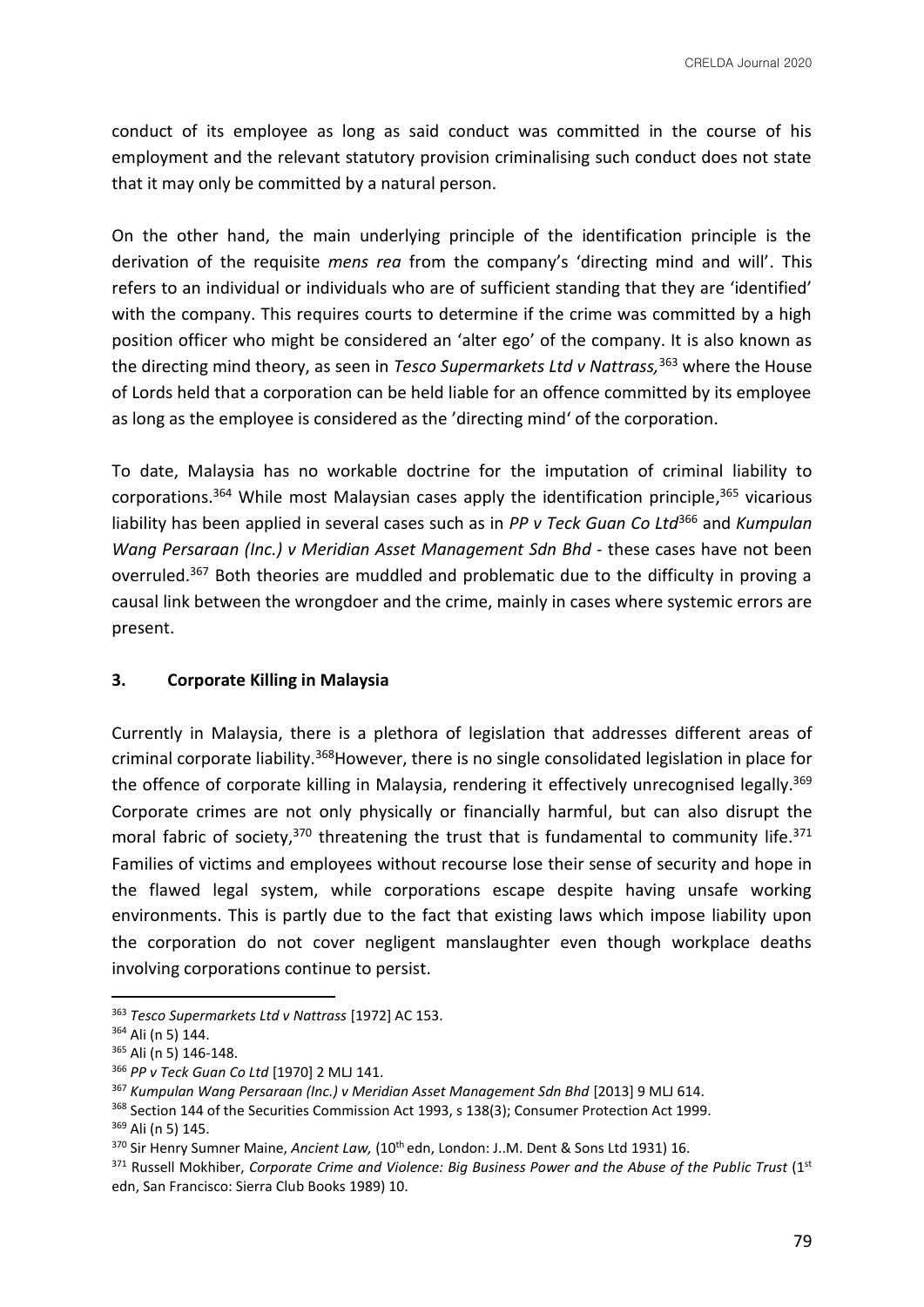conduct of its employee as long as said conduct was committed in the course of his employment and the relevant statutory provision criminalising such conduct does not state that it may only be committed by a natural person.

On the other hand, the main underlying principle of the identification principle is the derivation of the requisite *mens rea* from the company's 'directing mind and will'. This refers to an individual or individuals who are of sufficient standing that they are 'identified' with the company. This requires courts to determine if the crime was committed by a high position officer who might be considered an 'alter ego' of the company. It is also known as the directing mind theory, as seen in *Tesco Supermarkets Ltd v Nattrass,*[363] where the House of Lords held that a corporation can be held liable for an offence committed by its employee as long as the employee is considered as the 'directing mind' of the corporation.

To date, Malaysia has no workable doctrine for the imputation of criminal liability to corporations.[364] While most Malaysian cases apply the identification principle,[365] vicarious liability has been applied in several cases such as in *PP v Teck Guan Co Ltd*[366] and *Kumpulan Wang Persaraan (Inc.) v Meridian Asset Management Sdn Bhd* - these cases have not been overruled.[367] Both theories are muddled and problematic due to the difficulty in proving a causal link between the wrongdoer and the crime, mainly in cases where systemic errors are present.

### 3. Corporate Killing in Malaysia

Currently in Malaysia, there is a plethora of legislation that addresses different areas of criminal corporate liability.[368]However, there is no single consolidated legislation in place for the offence of corporate killing in Malaysia, rendering it effectively unrecognised legally.[369] Corporate crimes are not only physically or financially harmful, but can also disrupt the moral fabric of society,[370] threatening the trust that is fundamental to community life.[371] Families of victims and employees without recourse lose their sense of security and hope in the flawed legal system, while corporations escape despite having unsafe working environments. This is partly due to the fact that existing laws which impose liability upon the corporation do not cover negligent manslaughter even though workplace deaths involving corporations continue to persist.

---

[363] *Tesco Supermarkets Ltd v Nattrass* [1972] AC 153.

[364] Ali (n 5) 144.

[365] Ali (n 5) 146-148.

[366] *PP v Teck Guan Co Ltd* [1970] 2 MLJ 141.

[367] *Kumpulan Wang Persaraan (Inc.) v Meridian Asset Management Sdn Bhd* [2013] 9 MLJ 614.

[368] Section 144 of the Securities Commission Act 1993, s 138(3); Consumer Protection Act 1999.

[369] Ali (n 5) 145.

[370] Sir Henry Sumner Maine, *Ancient Law,* (10th edn, London: J..M. Dent & Sons Ltd 1931) 16.

[371] Russell Mokhiber, *Corporate Crime and Violence: Big Business Power and the Abuse of the Public Trust* (1st edn, San Francisco: Sierra Club Books 1989) 10.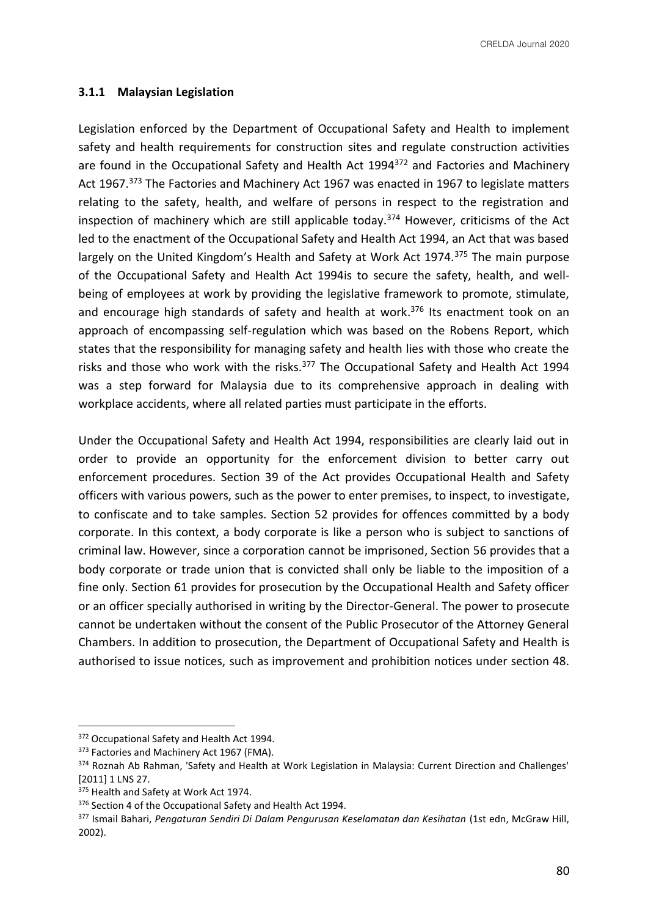### 3.1.1 Malaysian Legislation

Legislation enforced by the Department of Occupational Safety and Health to implement safety and health requirements for construction sites and regulate construction activities are found in the Occupational Safety and Health Act 1994[372] and Factories and Machinery Act 1967.[373] The Factories and Machinery Act 1967 was enacted in 1967 to legislate matters relating to the safety, health, and welfare of persons in respect to the registration and inspection of machinery which are still applicable today.[374] However, criticisms of the Act led to the enactment of the Occupational Safety and Health Act 1994, an Act that was based largely on the United Kingdom's Health and Safety at Work Act 1974.[375] The main purpose of the Occupational Safety and Health Act 1994is to secure the safety, health, and well-being of employees at work by providing the legislative framework to promote, stimulate, and encourage high standards of safety and health at work.[376] Its enactment took on an approach of encompassing self-regulation which was based on the Robens Report, which states that the responsibility for managing safety and health lies with those who create the risks and those who work with the risks.[377] The Occupational Safety and Health Act 1994 was a step forward for Malaysia due to its comprehensive approach in dealing with workplace accidents, where all related parties must participate in the efforts.

Under the Occupational Safety and Health Act 1994, responsibilities are clearly laid out in order to provide an opportunity for the enforcement division to better carry out enforcement procedures. Section 39 of the Act provides Occupational Health and Safety officers with various powers, such as the power to enter premises, to inspect, to investigate, to confiscate and to take samples. Section 52 provides for offences committed by a body corporate. In this context, a body corporate is like a person who is subject to sanctions of criminal law. However, since a corporation cannot be imprisoned, Section 56 provides that a body corporate or trade union that is convicted shall only be liable to the imposition of a fine only. Section 61 provides for prosecution by the Occupational Health and Safety officer or an officer specially authorised in writing by the Director-General. The power to prosecute cannot be undertaken without the consent of the Public Prosecutor of the Attorney General Chambers. In addition to prosecution, the Department of Occupational Safety and Health is authorised to issue notices, such as improvement and prohibition notices under section 48.

---

[372] Occupational Safety and Health Act 1994.

[373] Factories and Machinery Act 1967 (FMA).

[374] Roznah Ab Rahman, 'Safety and Health at Work Legislation in Malaysia: Current Direction and Challenges' [2011] 1 LNS 27.

[375] Health and Safety at Work Act 1974.

[376] Section 4 of the Occupational Safety and Health Act 1994.

[377] Ismail Bahari, *Pengaturan Sendiri Di Dalam Pengurusan Keselamatan dan Kesihatan* (1st edn, McGraw Hill, 2002).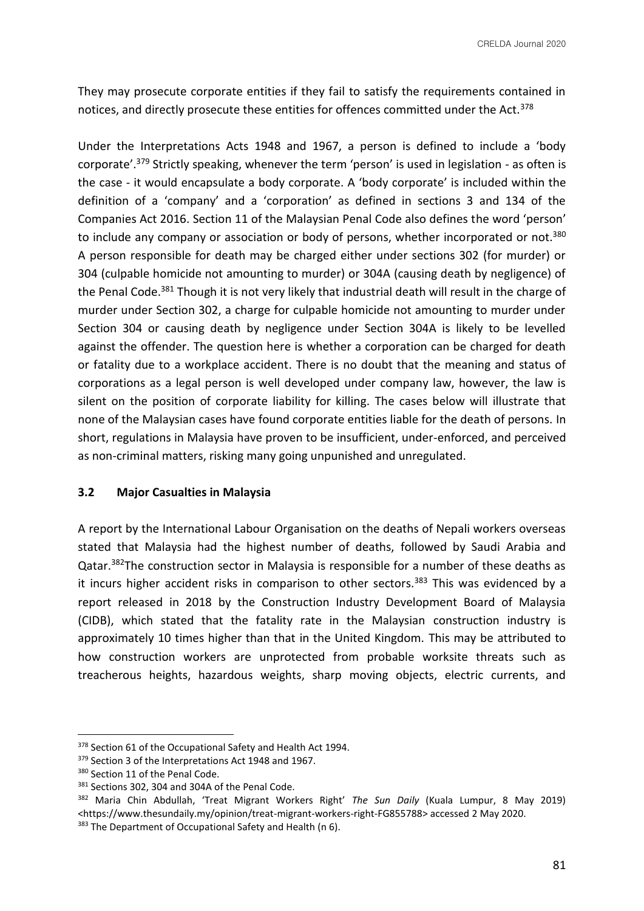They may prosecute corporate entities if they fail to satisfy the requirements contained in notices, and directly prosecute these entities for offences committed under the Act.[378]

Under the Interpretations Acts 1948 and 1967, a person is defined to include a 'body corporate'.[379] Strictly speaking, whenever the term 'person' is used in legislation - as often is the case - it would encapsulate a body corporate. A 'body corporate' is included within the definition of a 'company' and a 'corporation' as defined in sections 3 and 134 of the Companies Act 2016. Section 11 of the Malaysian Penal Code also defines the word 'person' to include any company or association or body of persons, whether incorporated or not.[380] A person responsible for death may be charged either under sections 302 (for murder) or 304 (culpable homicide not amounting to murder) or 304A (causing death by negligence) of the Penal Code.[381] Though it is not very likely that industrial death will result in the charge of murder under Section 302, a charge for culpable homicide not amounting to murder under Section 304 or causing death by negligence under Section 304A is likely to be levelled against the offender. The question here is whether a corporation can be charged for death or fatality due to a workplace accident. There is no doubt that the meaning and status of corporations as a legal person is well developed under company law, however, the law is silent on the position of corporate liability for killing. The cases below will illustrate that none of the Malaysian cases have found corporate entities liable for the death of persons. In short, regulations in Malaysia have proven to be insufficient, under-enforced, and perceived as non-criminal matters, risking many going unpunished and unregulated.

### 3.2 Major Casualties in Malaysia

A report by the International Labour Organisation on the deaths of Nepali workers overseas stated that Malaysia had the highest number of deaths, followed by Saudi Arabia and Qatar.[382]The construction sector in Malaysia is responsible for a number of these deaths as it incurs higher accident risks in comparison to other sectors.[383] This was evidenced by a report released in 2018 by the Construction Industry Development Board of Malaysia (CIDB), which stated that the fatality rate in the Malaysian construction industry is approximately 10 times higher than that in the United Kingdom. This may be attributed to how construction workers are unprotected from probable worksite threats such as treacherous heights, hazardous weights, sharp moving objects, electric currents, and

---

[378] Section 61 of the Occupational Safety and Health Act 1994.

[379] Section 3 of the Interpretations Act 1948 and 1967.

[380] Section 11 of the Penal Code.

[381] Sections 302, 304 and 304A of the Penal Code.

[382] Maria Chin Abdullah, 'Treat Migrant Workers Right' *The Sun Daily* (Kuala Lumpur, 8 May 2019) <https://www.thesundaily.my/opinion/treat-migrant-workers-right-FG855788> accessed 2 May 2020.

[383] The Department of Occupational Safety and Health (n 6).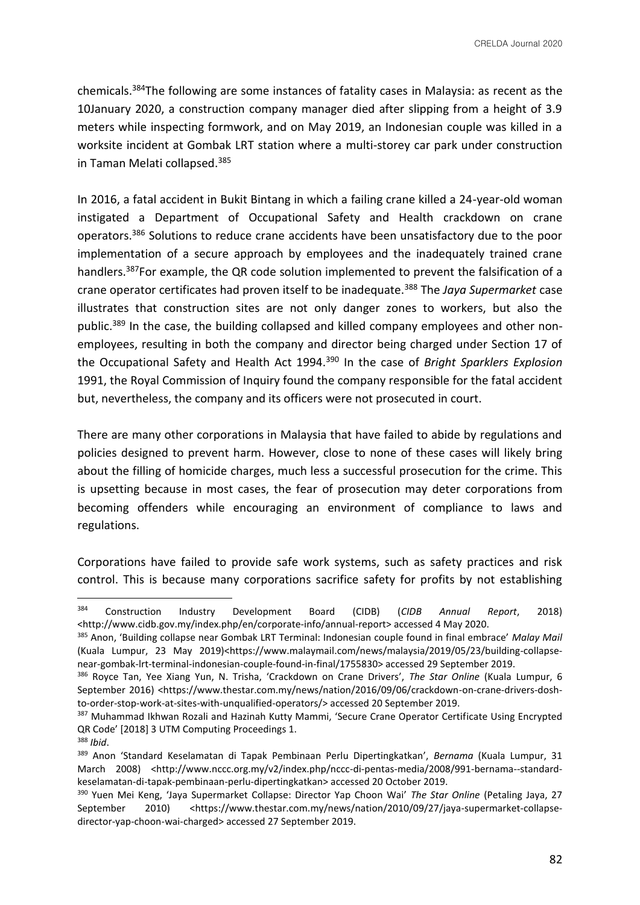chemicals.[384]The following are some instances of fatality cases in Malaysia: as recent as the 10January 2020, a construction company manager died after slipping from a height of 3.9 meters while inspecting formwork, and on May 2019, an Indonesian couple was killed in a worksite incident at Gombak LRT station where a multi-storey car park under construction in Taman Melati collapsed.[385]

In 2016, a fatal accident in Bukit Bintang in which a failing crane killed a 24-year-old woman instigated a Department of Occupational Safety and Health crackdown on crane operators.[386] Solutions to reduce crane accidents have been unsatisfactory due to the poor implementation of a secure approach by employees and the inadequately trained crane handlers.[387]For example, the QR code solution implemented to prevent the falsification of a crane operator certificates had proven itself to be inadequate.[388] The *Jaya Supermarket* case illustrates that construction sites are not only danger zones to workers, but also the public.[389] In the case, the building collapsed and killed company employees and other non-employees, resulting in both the company and director being charged under Section 17 of the Occupational Safety and Health Act 1994.[390] In the case of *Bright Sparklers Explosion* 1991, the Royal Commission of Inquiry found the company responsible for the fatal accident but, nevertheless, the company and its officers were not prosecuted in court.

There are many other corporations in Malaysia that have failed to abide by regulations and policies designed to prevent harm. However, close to none of these cases will likely bring about the filling of homicide charges, much less a successful prosecution for the crime. This is upsetting because in most cases, the fear of prosecution may deter corporations from becoming offenders while encouraging an environment of compliance to laws and regulations.

Corporations have failed to provide safe work systems, such as safety practices and risk control. This is because many corporations sacrifice safety for profits by not establishing

---

[384] Construction Industry Development Board (CIDB) (*CIDB Annual Report*, 2018) <http://www.cidb.gov.my/index.php/en/corporate-info/annual-report> accessed 4 May 2020.

[385] Anon, 'Building collapse near Gombak LRT Terminal: Indonesian couple found in final embrace' *Malay Mail* (Kuala Lumpur, 23 May 2019)<https://www.malaymail.com/news/malaysia/2019/05/23/building-collapse-near-gombak-lrt-terminal-indonesian-couple-found-in-final/1755830> accessed 29 September 2019.

[386] Royce Tan, Yee Xiang Yun, N. Trisha, 'Crackdown on Crane Drivers', *The Star Online* (Kuala Lumpur, 6 September 2016) <https://www.thestar.com.my/news/nation/2016/09/06/crackdown-on-crane-drivers-dosh-to-order-stop-work-at-sites-with-unqualified-operators/> accessed 20 September 2019.

[387] Muhammad Ikhwan Rozali and Hazinah Kutty Mammi, 'Secure Crane Operator Certificate Using Encrypted QR Code' [2018] 3 UTM Computing Proceedings 1.

[388] *Ibid*.

[389] Anon 'Standard Keselamatan di Tapak Pembinaan Perlu Dipertingkatkan', *Bernama* (Kuala Lumpur, 31 March 2008) <http://www.nccc.org.my/v2/index.php/nccc-di-pentas-media/2008/991-bernama--standard-keselamatan-di-tapak-pembinaan-perlu-dipertingkatkan> accessed 20 October 2019.

[390] Yuen Mei Keng, 'Jaya Supermarket Collapse: Director Yap Choon Wai' *The Star Online* (Petaling Jaya, 27 September 2010) <https://www.thestar.com.my/news/nation/2010/09/27/jaya-supermarket-collapse-director-yap-choon-wai-charged> accessed 27 September 2019.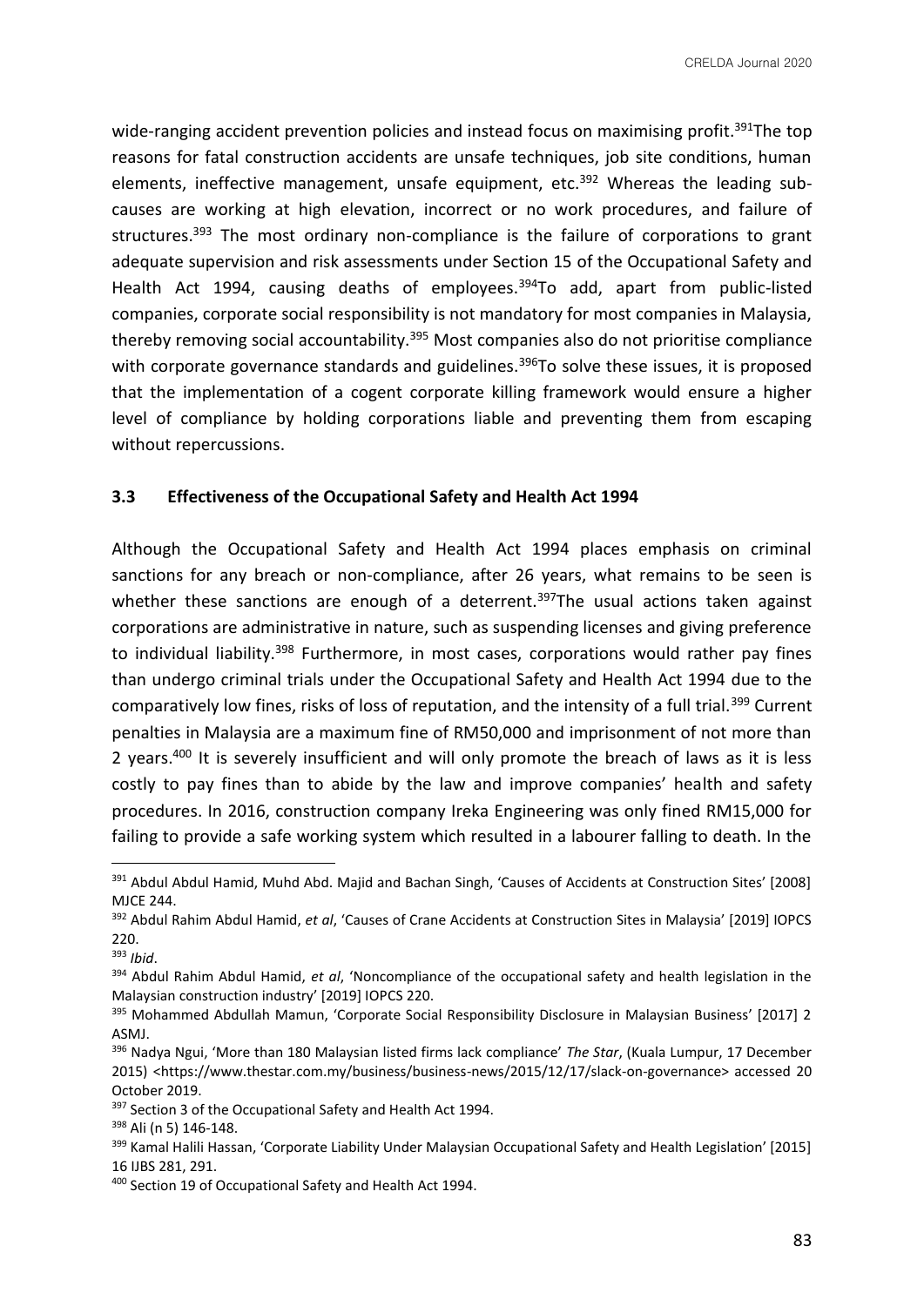wide-ranging accident prevention policies and instead focus on maximising profit.[391]The top reasons for fatal construction accidents are unsafe techniques, job site conditions, human elements, ineffective management, unsafe equipment, etc.[392] Whereas the leading sub-causes are working at high elevation, incorrect or no work procedures, and failure of structures.[393] The most ordinary non-compliance is the failure of corporations to grant adequate supervision and risk assessments under Section 15 of the Occupational Safety and Health Act 1994, causing deaths of employees.[394]To add, apart from public-listed companies, corporate social responsibility is not mandatory for most companies in Malaysia, thereby removing social accountability.[395] Most companies also do not prioritise compliance with corporate governance standards and guidelines.[396]To solve these issues, it is proposed that the implementation of a cogent corporate killing framework would ensure a higher level of compliance by holding corporations liable and preventing them from escaping without repercussions.

### 3.3 Effectiveness of the Occupational Safety and Health Act 1994

Although the Occupational Safety and Health Act 1994 places emphasis on criminal sanctions for any breach or non-compliance, after 26 years, what remains to be seen is whether these sanctions are enough of a deterrent.[397]The usual actions taken against corporations are administrative in nature, such as suspending licenses and giving preference to individual liability.[398] Furthermore, in most cases, corporations would rather pay fines than undergo criminal trials under the Occupational Safety and Health Act 1994 due to the comparatively low fines, risks of loss of reputation, and the intensity of a full trial.[399] Current penalties in Malaysia are a maximum fine of RM50,000 and imprisonment of not more than 2 years.[400] It is severely insufficient and will only promote the breach of laws as it is less costly to pay fines than to abide by the law and improve companies' health and safety procedures. In 2016, construction company Ireka Engineering was only fined RM15,000 for failing to provide a safe working system which resulted in a labourer falling to death. In the

---

[391] Abdul Abdul Hamid, Muhd Abd. Majid and Bachan Singh, 'Causes of Accidents at Construction Sites' [2008] MJCE 244.

[392] Abdul Rahim Abdul Hamid, *et al*, 'Causes of Crane Accidents at Construction Sites in Malaysia' [2019] IOPCS 220.

[393] *Ibid*.

[394] Abdul Rahim Abdul Hamid, *et al*, 'Noncompliance of the occupational safety and health legislation in the Malaysian construction industry' [2019] IOPCS 220.

[395] Mohammed Abdullah Mamun, 'Corporate Social Responsibility Disclosure in Malaysian Business' [2017] 2 ASMJ.

[396] Nadya Ngui, 'More than 180 Malaysian listed firms lack compliance' *The Star*, (Kuala Lumpur, 17 December 2015) <https://www.thestar.com.my/business/business-news/2015/12/17/slack-on-governance> accessed 20 October 2019.

[397] Section 3 of the Occupational Safety and Health Act 1994.

[398] Ali (n 5) 146-148.

[399] Kamal Halili Hassan, 'Corporate Liability Under Malaysian Occupational Safety and Health Legislation' [2015] 16 IJBS 281, 291.

[400] Section 19 of Occupational Safety and Health Act 1994.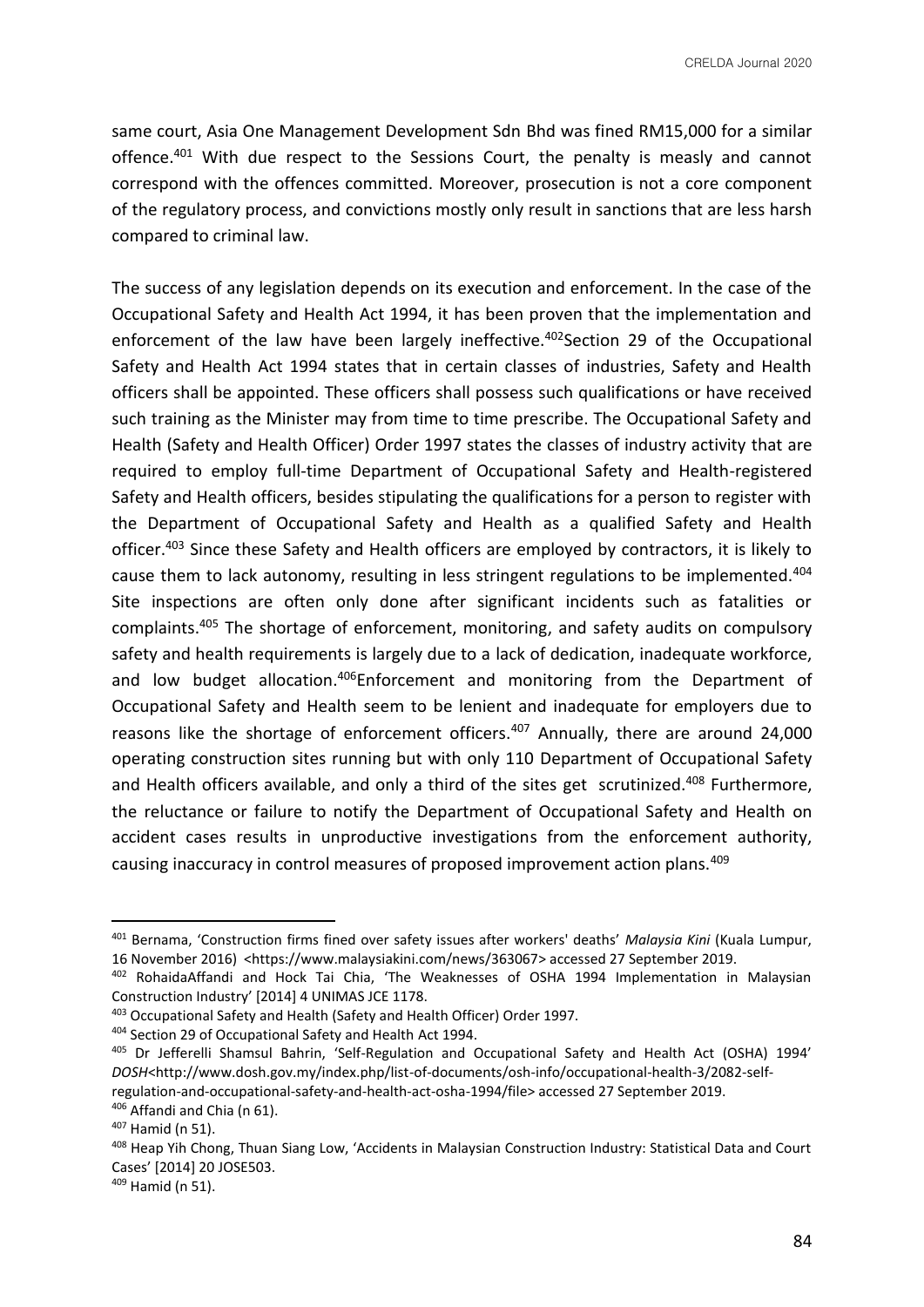same court, Asia One Management Development Sdn Bhd was fined RM15,000 for a similar offence.[401] With due respect to the Sessions Court, the penalty is measly and cannot correspond with the offences committed. Moreover, prosecution is not a core component of the regulatory process, and convictions mostly only result in sanctions that are less harsh compared to criminal law.

The success of any legislation depends on its execution and enforcement. In the case of the Occupational Safety and Health Act 1994, it has been proven that the implementation and enforcement of the law have been largely ineffective.[402]Section 29 of the Occupational Safety and Health Act 1994 states that in certain classes of industries, Safety and Health officers shall be appointed. These officers shall possess such qualifications or have received such training as the Minister may from time to time prescribe. The Occupational Safety and Health (Safety and Health Officer) Order 1997 states the classes of industry activity that are required to employ full-time Department of Occupational Safety and Health-registered Safety and Health officers, besides stipulating the qualifications for a person to register with the Department of Occupational Safety and Health as a qualified Safety and Health officer.[403] Since these Safety and Health officers are employed by contractors, it is likely to cause them to lack autonomy, resulting in less stringent regulations to be implemented.[404] Site inspections are often only done after significant incidents such as fatalities or complaints.[405] The shortage of enforcement, monitoring, and safety audits on compulsory safety and health requirements is largely due to a lack of dedication, inadequate workforce, and low budget allocation.[406]Enforcement and monitoring from the Department of Occupational Safety and Health seem to be lenient and inadequate for employers due to reasons like the shortage of enforcement officers.[407] Annually, there are around 24,000 operating construction sites running but with only 110 Department of Occupational Safety and Health officers available, and only a third of the sites get scrutinized.[408] Furthermore, the reluctance or failure to notify the Department of Occupational Safety and Health on accident cases results in unproductive investigations from the enforcement authority, causing inaccuracy in control measures of proposed improvement action plans.[409]

---

[401] Bernama, 'Construction firms fined over safety issues after workers' deaths' *Malaysia Kini* (Kuala Lumpur, 16 November 2016) <https://www.malaysiakini.com/news/363067> accessed 27 September 2019.

[402] RohaidaAffandi and Hock Tai Chia, 'The Weaknesses of OSHA 1994 Implementation in Malaysian Construction Industry' [2014] 4 UNIMAS JCE 1178.

[403] Occupational Safety and Health (Safety and Health Officer) Order 1997.

[404] Section 29 of Occupational Safety and Health Act 1994.

[405] Dr Jefferelli Shamsul Bahrin, 'Self-Regulation and Occupational Safety and Health Act (OSHA) 1994' *DOSH*<http://www.dosh.gov.my/index.php/list-of-documents/osh-info/occupational-health-3/2082-self-regulation-and-occupational-safety-and-health-act-osha-1994/file> accessed 27 September 2019.

[406] Affandi and Chia (n 61).

[407] Hamid (n 51).

[408] Heap Yih Chong, Thuan Siang Low, 'Accidents in Malaysian Construction Industry: Statistical Data and Court Cases' [2014] 20 JOSE503.

[409] Hamid (n 51).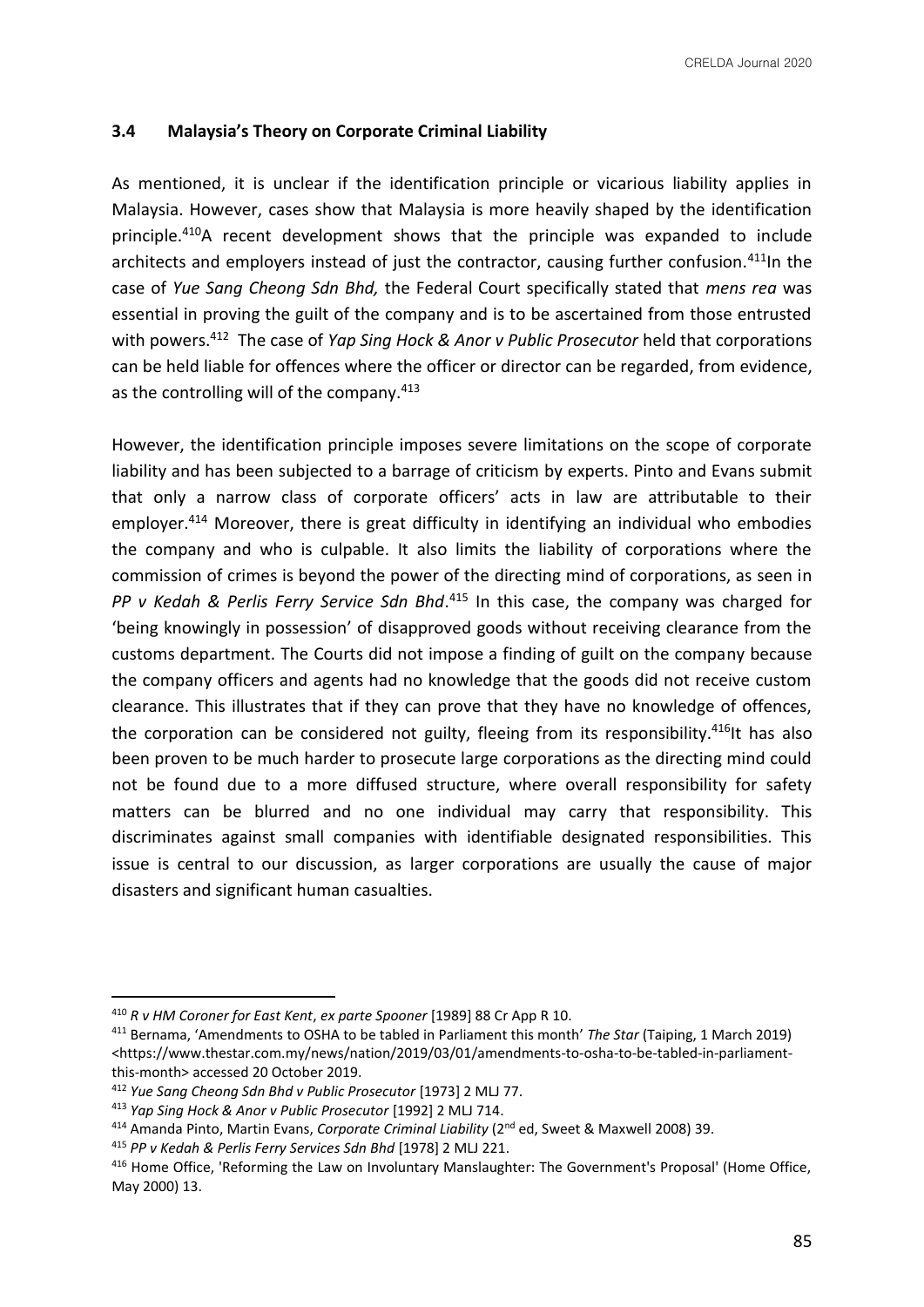### 3.4 Malaysia's Theory on Corporate Criminal Liability

As mentioned, it is unclear if the identification principle or vicarious liability applies in Malaysia. However, cases show that Malaysia is more heavily shaped by the identification principle.[410] A recent development shows that the principle was expanded to include architects and employers instead of just the contractor, causing further confusion.[411] In the case of *Yue Sang Cheong Sdn Bhd,* the Federal Court specifically stated that *mens rea* was essential in proving the guilt of the company and is to be ascertained from those entrusted with powers.[412] The case of *Yap Sing Hock & Anor v Public Prosecutor* held that corporations can be held liable for offences where the officer or director can be regarded, from evidence, as the controlling will of the company.[413]

However, the identification principle imposes severe limitations on the scope of corporate liability and has been subjected to a barrage of criticism by experts. Pinto and Evans submit that only a narrow class of corporate officers' acts in law are attributable to their employer.[414] Moreover, there is great difficulty in identifying an individual who embodies the company and who is culpable. It also limits the liability of corporations where the commission of crimes is beyond the power of the directing mind of corporations, as seen in *PP v Kedah & Perlis Ferry Service Sdn Bhd*.[415] In this case, the company was charged for 'being knowingly in possession' of disapproved goods without receiving clearance from the customs department. The Courts did not impose a finding of guilt on the company because the company officers and agents had no knowledge that the goods did not receive custom clearance. This illustrates that if they can prove that they have no knowledge of offences, the corporation can be considered not guilty, fleeing from its responsibility.[416] It has also been proven to be much harder to prosecute large corporations as the directing mind could not be found due to a more diffused structure, where overall responsibility for safety matters can be blurred and no one individual may carry that responsibility. This discriminates against small companies with identifiable designated responsibilities. This issue is central to our discussion, as larger corporations are usually the cause of major disasters and significant human casualties.

---

[410] *R v HM Coroner for East Kent*, *ex parte Spooner* [1989] 88 Cr App R 10.

[411] Bernama, 'Amendments to OSHA to be tabled in Parliament this month' *The Star* (Taiping, 1 March 2019) <https://www.thestar.com.my/news/nation/2019/03/01/amendments-to-osha-to-be-tabled-in-parliament-this-month> accessed 20 October 2019.

[412] *Yue Sang Cheong Sdn Bhd v Public Prosecutor* [1973] 2 MLJ 77.

[413] *Yap Sing Hock & Anor v Public Prosecutor* [1992] 2 MLJ 714.

[414] Amanda Pinto, Martin Evans, *Corporate Criminal Liability* (2nd ed, Sweet & Maxwell 2008) 39.

[415] *PP v Kedah & Perlis Ferry Services Sdn Bhd* [1978] 2 MLJ 221.

[416] Home Office, 'Reforming the Law on Involuntary Manslaughter: The Government's Proposal' (Home Office, May 2000) 13.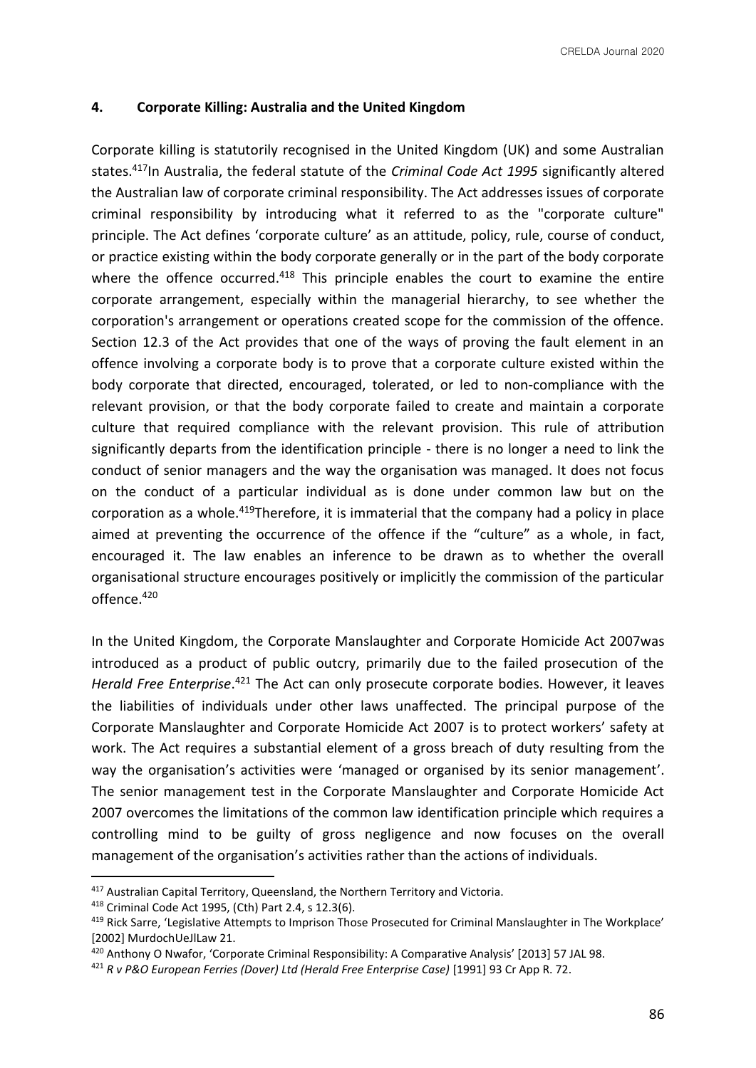#### 4. Corporate Killing: Australia and the United Kingdom

Corporate killing is statutorily recognised in the United Kingdom (UK) and some Australian states.[417]In Australia, the federal statute of the *Criminal Code Act 1995* significantly altered the Australian law of corporate criminal responsibility. The Act addresses issues of corporate criminal responsibility by introducing what it referred to as the "corporate culture" principle. The Act defines 'corporate culture' as an attitude, policy, rule, course of conduct, or practice existing within the body corporate generally or in the part of the body corporate where the offence occurred.[418] This principle enables the court to examine the entire corporate arrangement, especially within the managerial hierarchy, to see whether the corporation's arrangement or operations created scope for the commission of the offence. Section 12.3 of the Act provides that one of the ways of proving the fault element in an offence involving a corporate body is to prove that a corporate culture existed within the body corporate that directed, encouraged, tolerated, or led to non-compliance with the relevant provision, or that the body corporate failed to create and maintain a corporate culture that required compliance with the relevant provision. This rule of attribution significantly departs from the identification principle - there is no longer a need to link the conduct of senior managers and the way the organisation was managed. It does not focus on the conduct of a particular individual as is done under common law but on the corporation as a whole.[419]Therefore, it is immaterial that the company had a policy in place aimed at preventing the occurrence of the offence if the "culture" as a whole, in fact, encouraged it. The law enables an inference to be drawn as to whether the overall organisational structure encourages positively or implicitly the commission of the particular offence.[420]

In the United Kingdom, the Corporate Manslaughter and Corporate Homicide Act 2007was introduced as a product of public outcry, primarily due to the failed prosecution of the *Herald Free Enterprise*.[421] The Act can only prosecute corporate bodies. However, it leaves the liabilities of individuals under other laws unaffected. The principal purpose of the Corporate Manslaughter and Corporate Homicide Act 2007 is to protect workers' safety at work. The Act requires a substantial element of a gross breach of duty resulting from the way the organisation's activities were 'managed or organised by its senior management'. The senior management test in the Corporate Manslaughter and Corporate Homicide Act 2007 overcomes the limitations of the common law identification principle which requires a controlling mind to be guilty of gross negligence and now focuses on the overall management of the organisation's activities rather than the actions of individuals.

---

[417] Australian Capital Territory, Queensland, the Northern Territory and Victoria.

[418] Criminal Code Act 1995, (Cth) Part 2.4, s 12.3(6).

[419] Rick Sarre, 'Legislative Attempts to Imprison Those Prosecuted for Criminal Manslaughter in The Workplace' [2002] MurdochUeJlLaw 21.

[420] Anthony O Nwafor, 'Corporate Criminal Responsibility: A Comparative Analysis' [2013] 57 JAL 98.

[421] *R v P&O European Ferries (Dover) Ltd (Herald Free Enterprise Case)* [1991] 93 Cr App R. 72.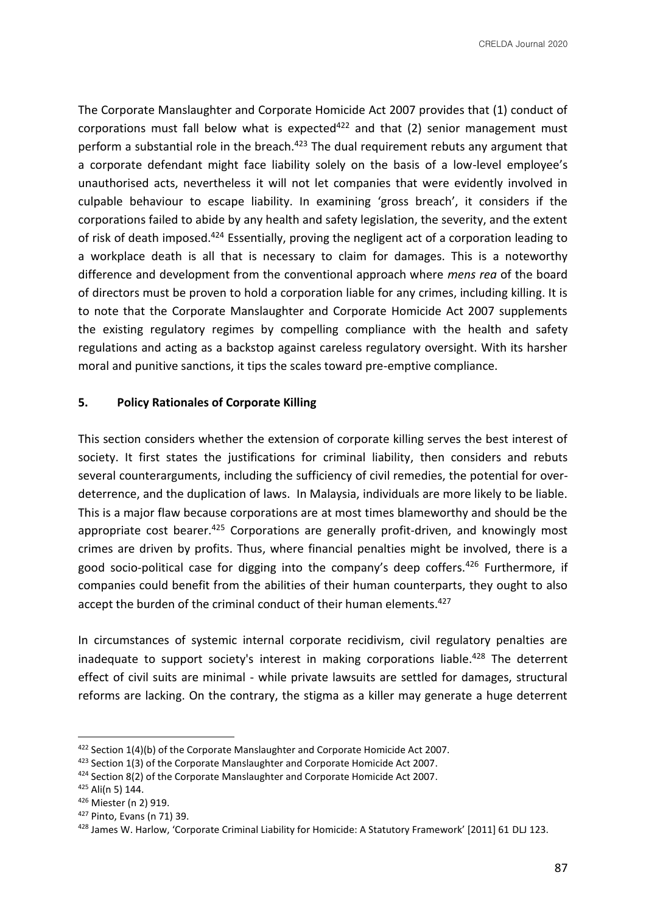The Corporate Manslaughter and Corporate Homicide Act 2007 provides that (1) conduct of corporations must fall below what is expected[422] and that (2) senior management must perform a substantial role in the breach.[423] The dual requirement rebuts any argument that a corporate defendant might face liability solely on the basis of a low-level employee's unauthorised acts, nevertheless it will not let companies that were evidently involved in culpable behaviour to escape liability. In examining 'gross breach', it considers if the corporations failed to abide by any health and safety legislation, the severity, and the extent of risk of death imposed.[424] Essentially, proving the negligent act of a corporation leading to a workplace death is all that is necessary to claim for damages. This is a noteworthy difference and development from the conventional approach where *mens rea* of the board of directors must be proven to hold a corporation liable for any crimes, including killing. It is to note that the Corporate Manslaughter and Corporate Homicide Act 2007 supplements the existing regulatory regimes by compelling compliance with the health and safety regulations and acting as a backstop against careless regulatory oversight. With its harsher moral and punitive sanctions, it tips the scales toward pre-emptive compliance.

## 5. Policy Rationales of Corporate Killing

This section considers whether the extension of corporate killing serves the best interest of society. It first states the justifications for criminal liability, then considers and rebuts several counterarguments, including the sufficiency of civil remedies, the potential for over-deterrence, and the duplication of laws. In Malaysia, individuals are more likely to be liable. This is a major flaw because corporations are at most times blameworthy and should be the appropriate cost bearer.[425] Corporations are generally profit-driven, and knowingly most crimes are driven by profits. Thus, where financial penalties might be involved, there is a good socio-political case for digging into the company's deep coffers.[426] Furthermore, if companies could benefit from the abilities of their human counterparts, they ought to also accept the burden of the criminal conduct of their human elements.[427]

In circumstances of systemic internal corporate recidivism, civil regulatory penalties are inadequate to support society's interest in making corporations liable.[428] The deterrent effect of civil suits are minimal - while private lawsuits are settled for damages, structural reforms are lacking. On the contrary, the stigma as a killer may generate a huge deterrent

---

[422] Section 1(4)(b) of the Corporate Manslaughter and Corporate Homicide Act 2007.

[423] Section 1(3) of the Corporate Manslaughter and Corporate Homicide Act 2007.

[424] Section 8(2) of the Corporate Manslaughter and Corporate Homicide Act 2007.

[425] Ali(n 5) 144.

[426] Miester (n 2) 919.

[427] Pinto, Evans (n 71) 39.

[428] James W. Harlow, 'Corporate Criminal Liability for Homicide: A Statutory Framework' [2011] 61 DLJ 123.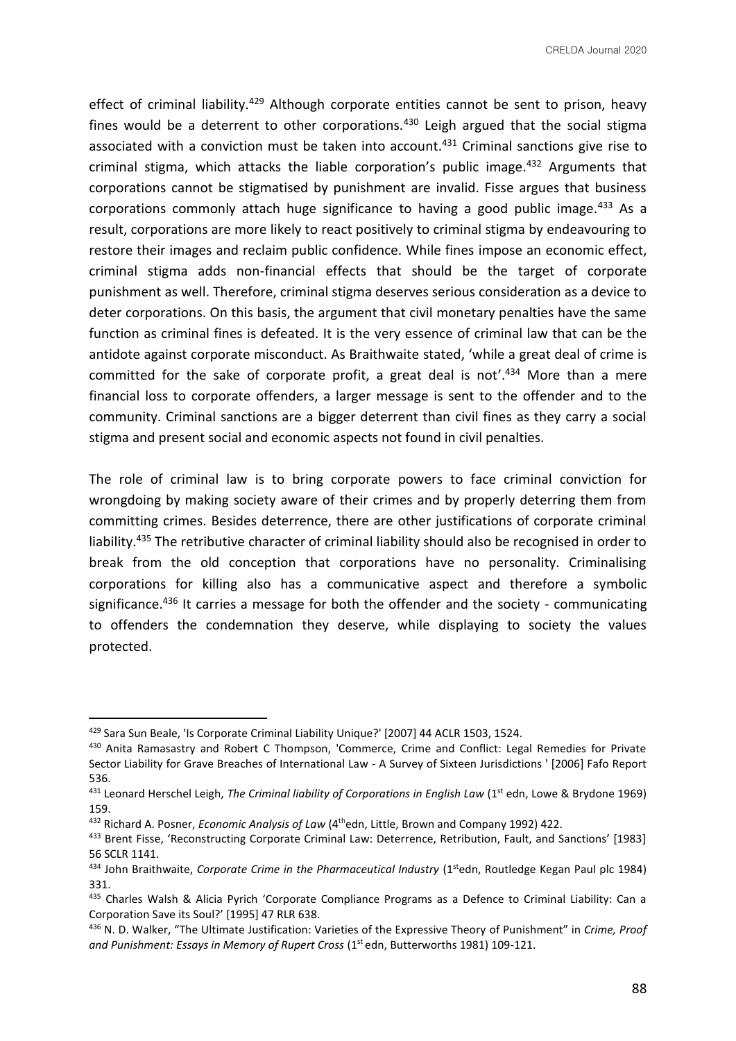effect of criminal liability.[429] Although corporate entities cannot be sent to prison, heavy fines would be a deterrent to other corporations.[430] Leigh argued that the social stigma associated with a conviction must be taken into account.[431] Criminal sanctions give rise to criminal stigma, which attacks the liable corporation's public image.[432] Arguments that corporations cannot be stigmatised by punishment are invalid. Fisse argues that business corporations commonly attach huge significance to having a good public image.[433] As a result, corporations are more likely to react positively to criminal stigma by endeavouring to restore their images and reclaim public confidence. While fines impose an economic effect, criminal stigma adds non-financial effects that should be the target of corporate punishment as well. Therefore, criminal stigma deserves serious consideration as a device to deter corporations. On this basis, the argument that civil monetary penalties have the same function as criminal fines is defeated. It is the very essence of criminal law that can be the antidote against corporate misconduct. As Braithwaite stated, 'while a great deal of crime is committed for the sake of corporate profit, a great deal is not'.[434] More than a mere financial loss to corporate offenders, a larger message is sent to the offender and to the community. Criminal sanctions are a bigger deterrent than civil fines as they carry a social stigma and present social and economic aspects not found in civil penalties.

The role of criminal law is to bring corporate powers to face criminal conviction for wrongdoing by making society aware of their crimes and by properly deterring them from committing crimes. Besides deterrence, there are other justifications of corporate criminal liability.[435] The retributive character of criminal liability should also be recognised in order to break from the old conception that corporations have no personality. Criminalising corporations for killing also has a communicative aspect and therefore a symbolic significance.[436] It carries a message for both the offender and the society - communicating to offenders the condemnation they deserve, while displaying to society the values protected.

---

[429] Sara Sun Beale, 'Is Corporate Criminal Liability Unique?' [2007] 44 ACLR 1503, 1524.

[430] Anita Ramasastry and Robert C Thompson, 'Commerce, Crime and Conflict: Legal Remedies for Private Sector Liability for Grave Breaches of International Law - A Survey of Sixteen Jurisdictions ' [2006] Fafo Report 536.

[431] Leonard Herschel Leigh, *The Criminal liability of Corporations in English Law* (1st edn, Lowe & Brydone 1969) 159.

[432] Richard A. Posner, *Economic Analysis of Law* (4thedn, Little, Brown and Company 1992) 422.

[433] Brent Fisse, 'Reconstructing Corporate Criminal Law: Deterrence, Retribution, Fault, and Sanctions' [1983] 56 SCLR 1141.

[434] John Braithwaite, *Corporate Crime in the Pharmaceutical Industry* (1stedn, Routledge Kegan Paul plc 1984) 331.

[435] Charles Walsh & Alicia Pyrich 'Corporate Compliance Programs as a Defence to Criminal Liability: Can a Corporation Save its Soul?' [1995] 47 RLR 638.

[436] N. D. Walker, "The Ultimate Justification: Varieties of the Expressive Theory of Punishment" in *Crime, Proof and Punishment: Essays in Memory of Rupert Cross* (1st edn, Butterworths 1981) 109-121.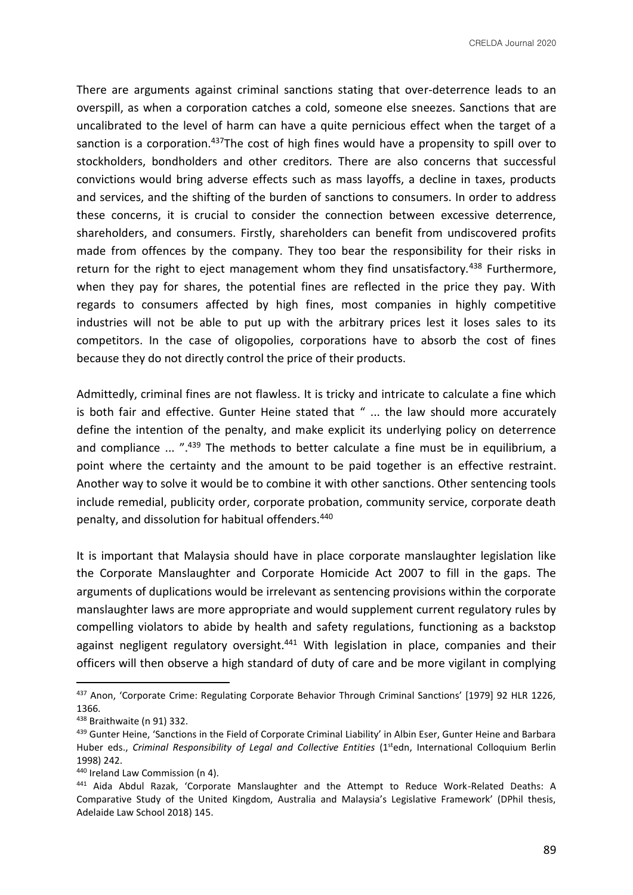There are arguments against criminal sanctions stating that over-deterrence leads to an overspill, as when a corporation catches a cold, someone else sneezes. Sanctions that are uncalibrated to the level of harm can have a quite pernicious effect when the target of a sanction is a corporation.[437]The cost of high fines would have a propensity to spill over to stockholders, bondholders and other creditors. There are also concerns that successful convictions would bring adverse effects such as mass layoffs, a decline in taxes, products and services, and the shifting of the burden of sanctions to consumers. In order to address these concerns, it is crucial to consider the connection between excessive deterrence, shareholders, and consumers. Firstly, shareholders can benefit from undiscovered profits made from offences by the company. They too bear the responsibility for their risks in return for the right to eject management whom they find unsatisfactory.[438] Furthermore, when they pay for shares, the potential fines are reflected in the price they pay. With regards to consumers affected by high fines, most companies in highly competitive industries will not be able to put up with the arbitrary prices lest it loses sales to its competitors. In the case of oligopolies, corporations have to absorb the cost of fines because they do not directly control the price of their products.

Admittedly, criminal fines are not flawless. It is tricky and intricate to calculate a fine which is both fair and effective. Gunter Heine stated that " ... the law should more accurately define the intention of the penalty, and make explicit its underlying policy on deterrence and compliance ... ".[439] The methods to better calculate a fine must be in equilibrium, a point where the certainty and the amount to be paid together is an effective restraint. Another way to solve it would be to combine it with other sanctions. Other sentencing tools include remedial, publicity order, corporate probation, community service, corporate death penalty, and dissolution for habitual offenders.[440]

It is important that Malaysia should have in place corporate manslaughter legislation like the Corporate Manslaughter and Corporate Homicide Act 2007 to fill in the gaps. The arguments of duplications would be irrelevant as sentencing provisions within the corporate manslaughter laws are more appropriate and would supplement current regulatory rules by compelling violators to abide by health and safety regulations, functioning as a backstop against negligent regulatory oversight.[441] With legislation in place, companies and their officers will then observe a high standard of duty of care and be more vigilant in complying

---

[437] Anon, 'Corporate Crime: Regulating Corporate Behavior Through Criminal Sanctions' [1979] 92 HLR 1226, 1366.

[438] Braithwaite (n 91) 332.

[439] Gunter Heine, 'Sanctions in the Field of Corporate Criminal Liability' in Albin Eser, Gunter Heine and Barbara Huber eds., *Criminal Responsibility of Legal and Collective Entities* (1stedn, International Colloquium Berlin 1998) 242.

[440] Ireland Law Commission (n 4).

[441] Aida Abdul Razak, 'Corporate Manslaughter and the Attempt to Reduce Work-Related Deaths: A Comparative Study of the United Kingdom, Australia and Malaysia's Legislative Framework' (DPhil thesis, Adelaide Law School 2018) 145.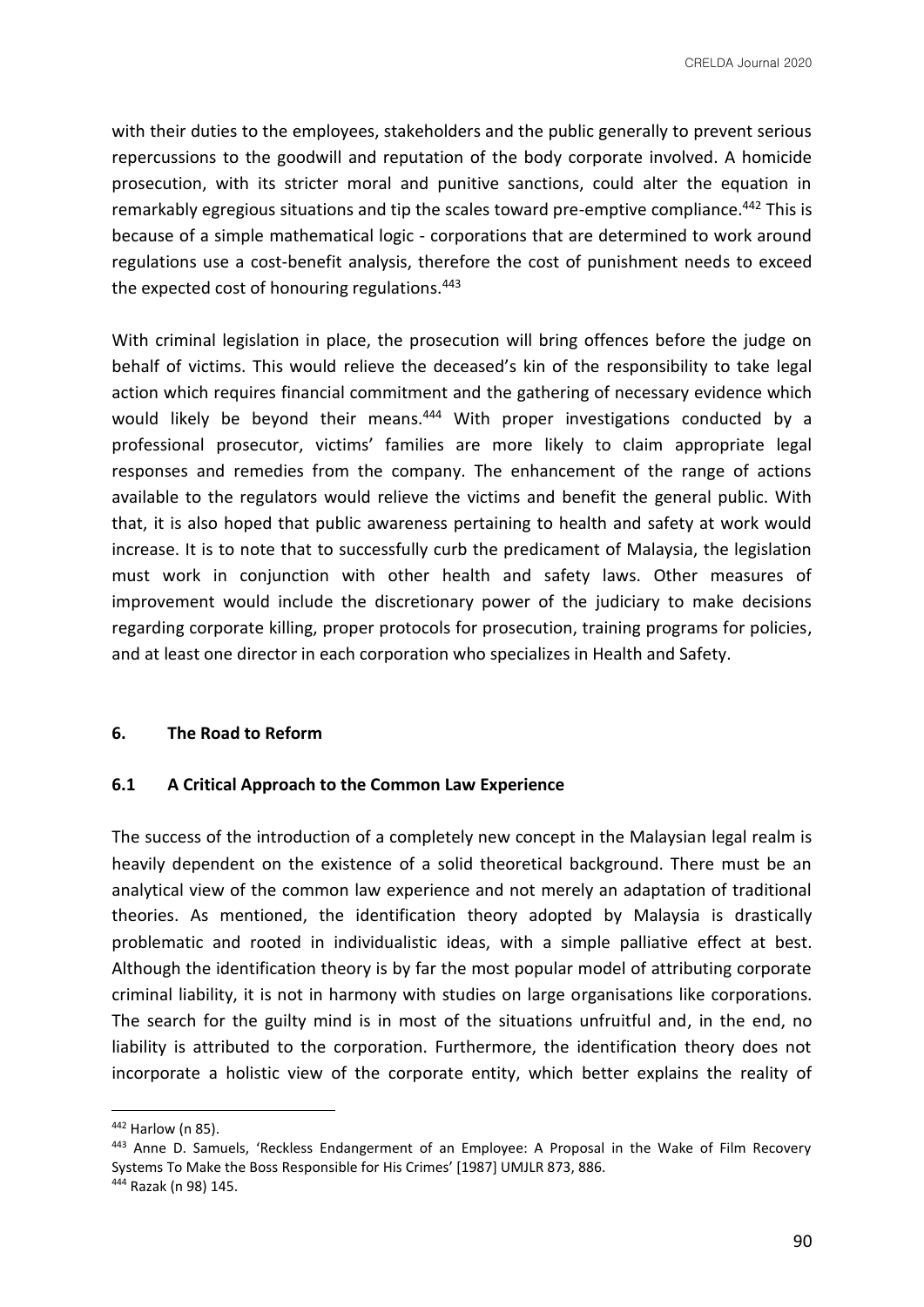with their duties to the employees, stakeholders and the public generally to prevent serious repercussions to the goodwill and reputation of the body corporate involved. A homicide prosecution, with its stricter moral and punitive sanctions, could alter the equation in remarkably egregious situations and tip the scales toward pre-emptive compliance.[442] This is because of a simple mathematical logic - corporations that are determined to work around regulations use a cost-benefit analysis, therefore the cost of punishment needs to exceed the expected cost of honouring regulations.[443]

With criminal legislation in place, the prosecution will bring offences before the judge on behalf of victims. This would relieve the deceased's kin of the responsibility to take legal action which requires financial commitment and the gathering of necessary evidence which would likely be beyond their means.[444] With proper investigations conducted by a professional prosecutor, victims' families are more likely to claim appropriate legal responses and remedies from the company. The enhancement of the range of actions available to the regulators would relieve the victims and benefit the general public. With that, it is also hoped that public awareness pertaining to health and safety at work would increase. It is to note that to successfully curb the predicament of Malaysia, the legislation must work in conjunction with other health and safety laws. Other measures of improvement would include the discretionary power of the judiciary to make decisions regarding corporate killing, proper protocols for prosecution, training programs for policies, and at least one director in each corporation who specializes in Health and Safety.

## 6. The Road to Reform

### 6.1 A Critical Approach to the Common Law Experience

The success of the introduction of a completely new concept in the Malaysian legal realm is heavily dependent on the existence of a solid theoretical background. There must be an analytical view of the common law experience and not merely an adaptation of traditional theories. As mentioned, the identification theory adopted by Malaysia is drastically problematic and rooted in individualistic ideas, with a simple palliative effect at best. Although the identification theory is by far the most popular model of attributing corporate criminal liability, it is not in harmony with studies on large organisations like corporations. The search for the guilty mind is in most of the situations unfruitful and, in the end, no liability is attributed to the corporation. Furthermore, the identification theory does not incorporate a holistic view of the corporate entity, which better explains the reality of

---

[442] Harlow (n 85).

[443] Anne D. Samuels, 'Reckless Endangerment of an Employee: A Proposal in the Wake of Film Recovery Systems To Make the Boss Responsible for His Crimes' [1987] UMJLR 873, 886.

[444] Razak (n 98) 145.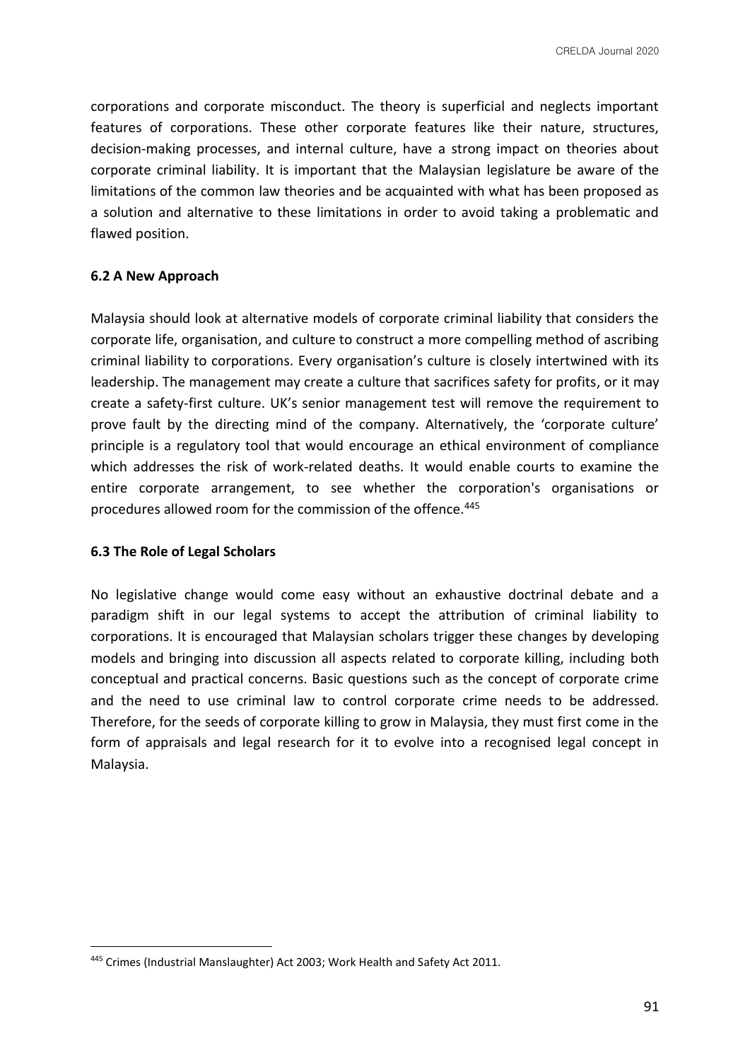corporations and corporate misconduct. The theory is superficial and neglects important features of corporations. These other corporate features like their nature, structures, decision-making processes, and internal culture, have a strong impact on theories about corporate criminal liability. It is important that the Malaysian legislature be aware of the limitations of the common law theories and be acquainted with what has been proposed as a solution and alternative to these limitations in order to avoid taking a problematic and flawed position.

### 6.2 A New Approach

Malaysia should look at alternative models of corporate criminal liability that considers the corporate life, organisation, and culture to construct a more compelling method of ascribing criminal liability to corporations. Every organisation's culture is closely intertwined with its leadership. The management may create a culture that sacrifices safety for profits, or it may create a safety-first culture. UK's senior management test will remove the requirement to prove fault by the directing mind of the company. Alternatively, the 'corporate culture' principle is a regulatory tool that would encourage an ethical environment of compliance which addresses the risk of work-related deaths. It would enable courts to examine the entire corporate arrangement, to see whether the corporation's organisations or procedures allowed room for the commission of the offence.[445]

### 6.3 The Role of Legal Scholars

No legislative change would come easy without an exhaustive doctrinal debate and a paradigm shift in our legal systems to accept the attribution of criminal liability to corporations. It is encouraged that Malaysian scholars trigger these changes by developing models and bringing into discussion all aspects related to corporate killing, including both conceptual and practical concerns. Basic questions such as the concept of corporate crime and the need to use criminal law to control corporate crime needs to be addressed. Therefore, for the seeds of corporate killing to grow in Malaysia, they must first come in the form of appraisals and legal research for it to evolve into a recognised legal concept in Malaysia.

---

[445] Crimes (Industrial Manslaughter) Act 2003; Work Health and Safety Act 2011.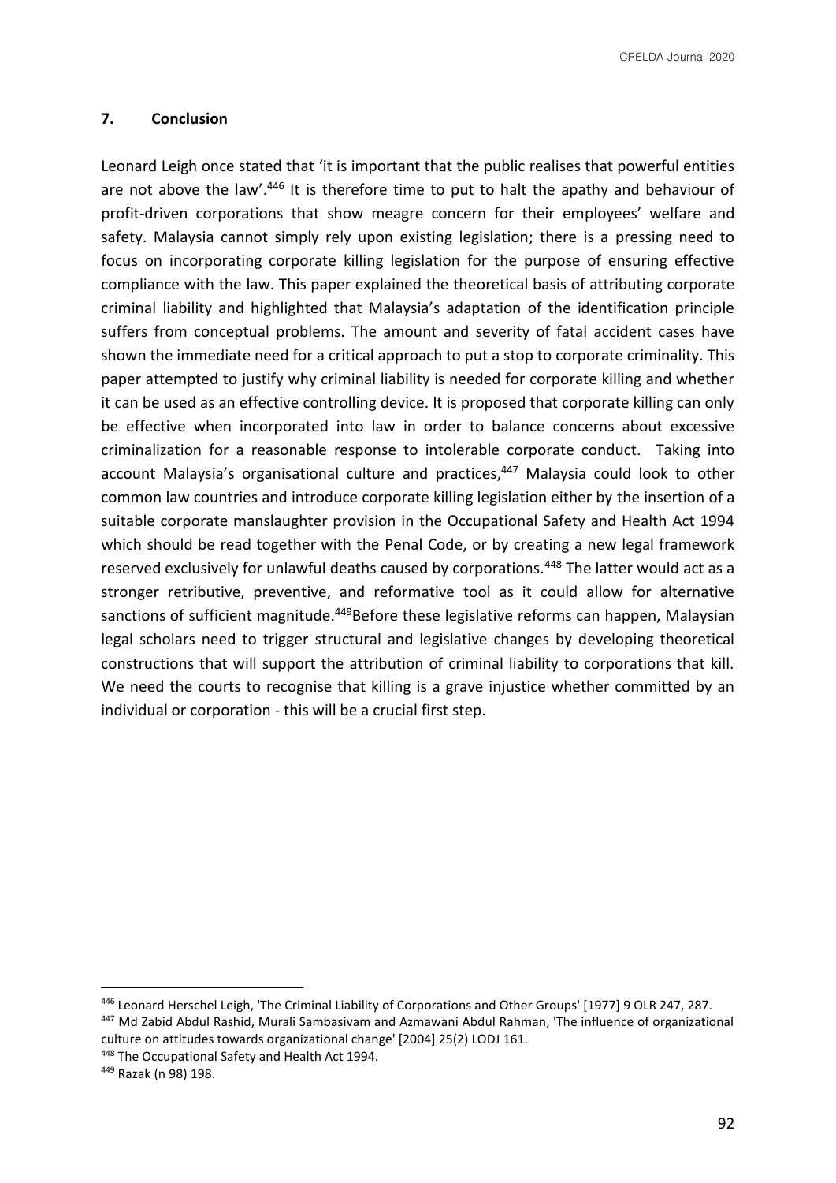## 7. Conclusion

Leonard Leigh once stated that 'it is important that the public realises that powerful entities are not above the law'.[446] It is therefore time to put to halt the apathy and behaviour of profit-driven corporations that show meagre concern for their employees' welfare and safety. Malaysia cannot simply rely upon existing legislation; there is a pressing need to focus on incorporating corporate killing legislation for the purpose of ensuring effective compliance with the law. This paper explained the theoretical basis of attributing corporate criminal liability and highlighted that Malaysia's adaptation of the identification principle suffers from conceptual problems. The amount and severity of fatal accident cases have shown the immediate need for a critical approach to put a stop to corporate criminality. This paper attempted to justify why criminal liability is needed for corporate killing and whether it can be used as an effective controlling device. It is proposed that corporate killing can only be effective when incorporated into law in order to balance concerns about excessive criminalization for a reasonable response to intolerable corporate conduct. Taking into account Malaysia's organisational culture and practices,[447] Malaysia could look to other common law countries and introduce corporate killing legislation either by the insertion of a suitable corporate manslaughter provision in the Occupational Safety and Health Act 1994 which should be read together with the Penal Code, or by creating a new legal framework reserved exclusively for unlawful deaths caused by corporations.[448] The latter would act as a stronger retributive, preventive, and reformative tool as it could allow for alternative sanctions of sufficient magnitude.[449]Before these legislative reforms can happen, Malaysian legal scholars need to trigger structural and legislative changes by developing theoretical constructions that will support the attribution of criminal liability to corporations that kill. We need the courts to recognise that killing is a grave injustice whether committed by an individual or corporation - this will be a crucial first step.

---

[446] Leonard Herschel Leigh, 'The Criminal Liability of Corporations and Other Groups' [1977] 9 OLR 247, 287.

[447] Md Zabid Abdul Rashid, Murali Sambasivam and Azmawani Abdul Rahman, 'The influence of organizational culture on attitudes towards organizational change' [2004] 25(2) LODJ 161.

[448] The Occupational Safety and Health Act 1994.

[449] Razak (n 98) 198.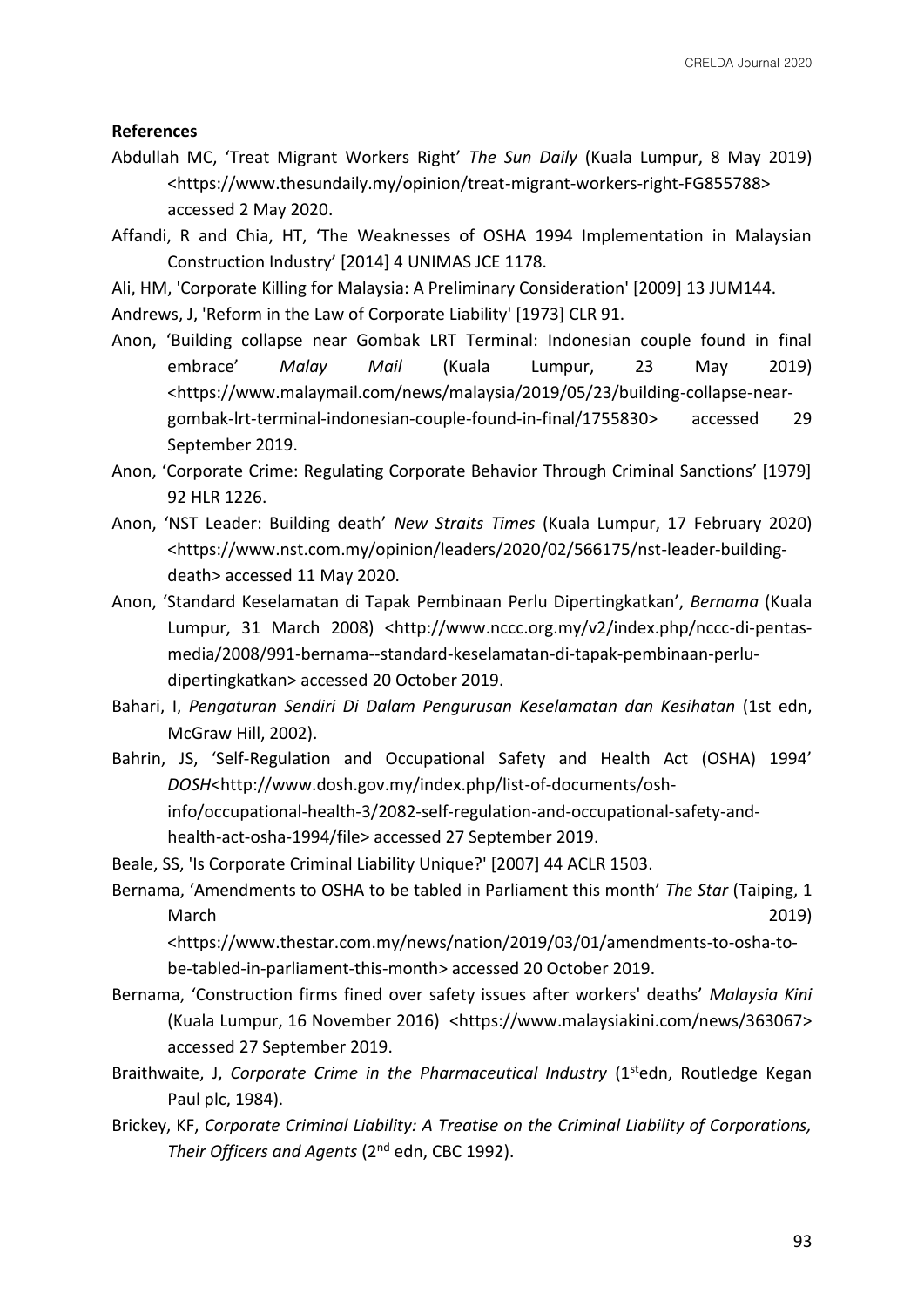**References**

Abdullah MC, 'Treat Migrant Workers Right' *The Sun Daily* (Kuala Lumpur, 8 May 2019) <https://www.thesundaily.my/opinion/treat-migrant-workers-right-FG855788> accessed 2 May 2020.

Affandi, R and Chia, HT, 'The Weaknesses of OSHA 1994 Implementation in Malaysian Construction Industry' [2014] 4 UNIMAS JCE 1178.

Ali, HM, 'Corporate Killing for Malaysia: A Preliminary Consideration' [2009] 13 JUM144.

Andrews, J, 'Reform in the Law of Corporate Liability' [1973] CLR 91.

Anon, 'Building collapse near Gombak LRT Terminal: Indonesian couple found in final embrace' *Malay Mail* (Kuala Lumpur, 23 May 2019) <https://www.malaymail.com/news/malaysia/2019/05/23/building-collapse-near-gombak-lrt-terminal-indonesian-couple-found-in-final/1755830> accessed 29 September 2019.

Anon, 'Corporate Crime: Regulating Corporate Behavior Through Criminal Sanctions' [1979] 92 HLR 1226.

Anon, 'NST Leader: Building death' *New Straits Times* (Kuala Lumpur, 17 February 2020) <https://www.nst.com.my/opinion/leaders/2020/02/566175/nst-leader-building-death> accessed 11 May 2020.

Anon, 'Standard Keselamatan di Tapak Pembinaan Perlu Dipertingkatkan', *Bernama* (Kuala Lumpur, 31 March 2008) <http://www.nccc.org.my/v2/index.php/nccc-di-pentas-media/2008/991-bernama--standard-keselamatan-di-tapak-pembinaan-perlu-dipertingkatkan> accessed 20 October 2019.

Bahari, I, *Pengaturan Sendiri Di Dalam Pengurusan Keselamatan dan Kesihatan* (1st edn, McGraw Hill, 2002).

Bahrin, JS, 'Self-Regulation and Occupational Safety and Health Act (OSHA) 1994' *DOSH*<http://www.dosh.gov.my/index.php/list-of-documents/osh-info/occupational-health-3/2082-self-regulation-and-occupational-safety-and-health-act-osha-1994/file> accessed 27 September 2019.

Beale, SS, 'Is Corporate Criminal Liability Unique?' [2007] 44 ACLR 1503.

Bernama, 'Amendments to OSHA to be tabled in Parliament this month' *The Star* (Taiping, 1 March 2019) <https://www.thestar.com.my/news/nation/2019/03/01/amendments-to-osha-to-be-tabled-in-parliament-this-month> accessed 20 October 2019.

Bernama, 'Construction firms fined over safety issues after workers' deaths' *Malaysia Kini* (Kuala Lumpur, 16 November 2016) <https://www.malaysiakini.com/news/363067> accessed 27 September 2019.

Braithwaite, J, *Corporate Crime in the Pharmaceutical Industry* (1stedn, Routledge Kegan Paul plc, 1984).

Brickey, KF, *Corporate Criminal Liability: A Treatise on the Criminal Liability of Corporations, Their Officers and Agents* (2nd edn, CBC 1992).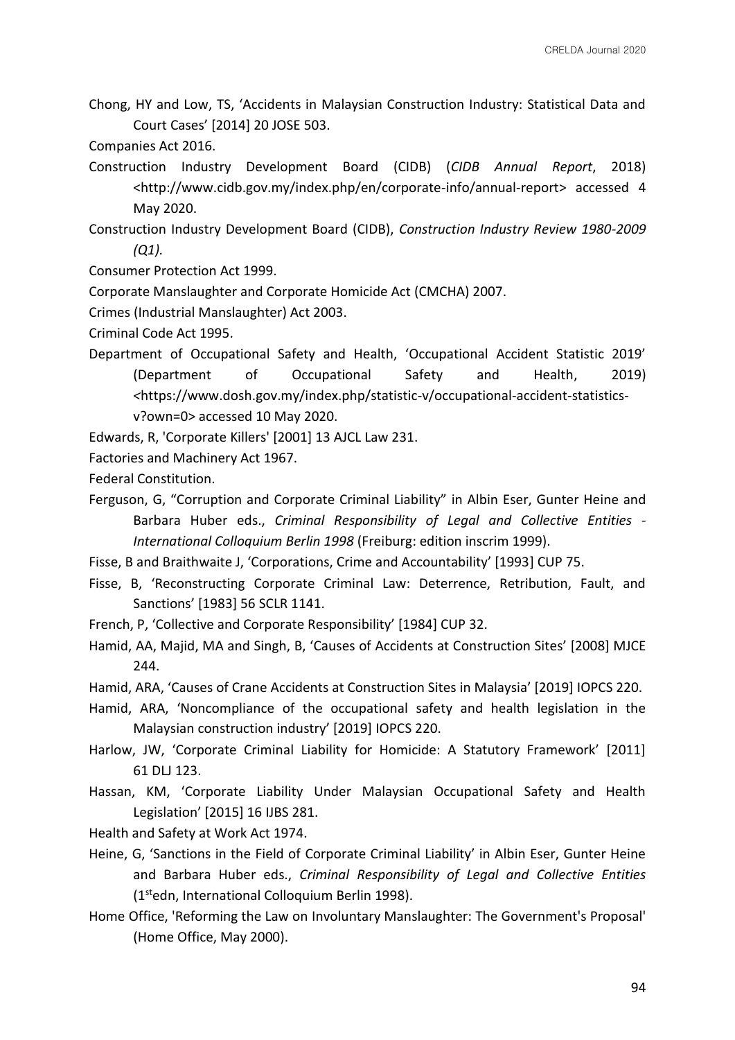Chong, HY and Low, TS, 'Accidents in Malaysian Construction Industry: Statistical Data and Court Cases' [2014] 20 JOSE 503.

Companies Act 2016.

Construction Industry Development Board (CIDB) (*CIDB Annual Report*, 2018) <http://www.cidb.gov.my/index.php/en/corporate-info/annual-report> accessed 4 May 2020.

Construction Industry Development Board (CIDB), *Construction Industry Review 1980-2009 (Q1).*

Consumer Protection Act 1999.

Corporate Manslaughter and Corporate Homicide Act (CMCHA) 2007.

Crimes (Industrial Manslaughter) Act 2003.

Criminal Code Act 1995.

Department of Occupational Safety and Health, 'Occupational Accident Statistic 2019' (Department of Occupational Safety and Health, 2019) <https://www.dosh.gov.my/index.php/statistic-v/occupational-accident-statistics-v?own=0> accessed 10 May 2020.

Edwards, R, 'Corporate Killers' [2001] 13 AJCL Law 231.

Factories and Machinery Act 1967.

Federal Constitution.

Ferguson, G, "Corruption and Corporate Criminal Liability" in Albin Eser, Gunter Heine and Barbara Huber eds., *Criminal Responsibility of Legal and Collective Entities - International Colloquium Berlin 1998* (Freiburg: edition inscrim 1999).

Fisse, B and Braithwaite J, 'Corporations, Crime and Accountability' [1993] CUP 75.

Fisse, B, 'Reconstructing Corporate Criminal Law: Deterrence, Retribution, Fault, and Sanctions' [1983] 56 SCLR 1141.

French, P, 'Collective and Corporate Responsibility' [1984] CUP 32.

Hamid, AA, Majid, MA and Singh, B, 'Causes of Accidents at Construction Sites' [2008] MJCE 244.

Hamid, ARA, 'Causes of Crane Accidents at Construction Sites in Malaysia' [2019] IOPCS 220.

Hamid, ARA, 'Noncompliance of the occupational safety and health legislation in the Malaysian construction industry' [2019] IOPCS 220.

Harlow, JW, 'Corporate Criminal Liability for Homicide: A Statutory Framework' [2011] 61 DLJ 123.

Hassan, KM, 'Corporate Liability Under Malaysian Occupational Safety and Health Legislation' [2015] 16 IJBS 281.

Health and Safety at Work Act 1974.

Heine, G, 'Sanctions in the Field of Corporate Criminal Liability' in Albin Eser, Gunter Heine and Barbara Huber eds., *Criminal Responsibility of Legal and Collective Entities* (1st edn, International Colloquium Berlin 1998).

Home Office, 'Reforming the Law on Involuntary Manslaughter: The Government's Proposal' (Home Office, May 2000).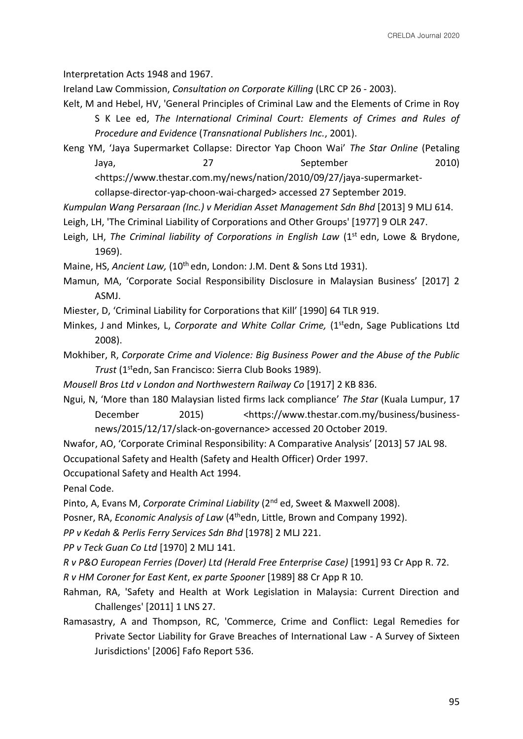Interpretation Acts 1948 and 1967.

Ireland Law Commission, *Consultation on Corporate Killing* (LRC CP 26 - 2003).

Kelt, M and Hebel, HV, 'General Principles of Criminal Law and the Elements of Crime in Roy S K Lee ed, *The International Criminal Court: Elements of Crimes and Rules of Procedure and Evidence* (*Transnational Publishers Inc.*, 2001).

Keng YM, 'Jaya Supermarket Collapse: Director Yap Choon Wai' *The Star Online* (Petaling Jaya, 27 September 2010) <https://www.thestar.com.my/news/nation/2010/09/27/jaya-supermarket-collapse-director-yap-choon-wai-charged> accessed 27 September 2019.

*Kumpulan Wang Persaraan (Inc.) v Meridian Asset Management Sdn Bhd* [2013] 9 MLJ 614.

Leigh, LH, 'The Criminal Liability of Corporations and Other Groups' [1977] 9 OLR 247.

Leigh, LH, *The Criminal liability of Corporations in English Law* (1st edn, Lowe & Brydone, 1969).

Maine, HS, *Ancient Law,* (10th edn, London: J.M. Dent & Sons Ltd 1931).

Mamun, MA, 'Corporate Social Responsibility Disclosure in Malaysian Business' [2017] 2 ASMJ.

Miester, D, 'Criminal Liability for Corporations that Kill' [1990] 64 TLR 919.

Minkes, J and Minkes, L, *Corporate and White Collar Crime,* (1stedn, Sage Publications Ltd 2008).

Mokhiber, R, *Corporate Crime and Violence: Big Business Power and the Abuse of the Public Trust* (1stedn, San Francisco: Sierra Club Books 1989).

*Mousell Bros Ltd v London and Northwestern Railway Co* [1917] 2 KB 836.

Ngui, N, 'More than 180 Malaysian listed firms lack compliance' *The Star* (Kuala Lumpur, 17 December 2015) <https://www.thestar.com.my/business/business-news/2015/12/17/slack-on-governance> accessed 20 October 2019.

Nwafor, AO, 'Corporate Criminal Responsibility: A Comparative Analysis' [2013] 57 JAL 98.

Occupational Safety and Health (Safety and Health Officer) Order 1997.

Occupational Safety and Health Act 1994.

Penal Code.

Pinto, A, Evans M, *Corporate Criminal Liability* (2nd ed, Sweet & Maxwell 2008).

Posner, RA, *Economic Analysis of Law* (4thedn, Little, Brown and Company 1992).

*PP v Kedah & Perlis Ferry Services Sdn Bhd* [1978] 2 MLJ 221.

*PP v Teck Guan Co Ltd* [1970] 2 MLJ 141.

*R v P&O European Ferries (Dover) Ltd (Herald Free Enterprise Case)* [1991] 93 Cr App R. 72.

*R v HM Coroner for East Kent*, *ex parte Spooner* [1989] 88 Cr App R 10.

Rahman, RA, 'Safety and Health at Work Legislation in Malaysia: Current Direction and Challenges' [2011] 1 LNS 27.

Ramasastry, A and Thompson, RC, 'Commerce, Crime and Conflict: Legal Remedies for Private Sector Liability for Grave Breaches of International Law - A Survey of Sixteen Jurisdictions' [2006] Fafo Report 536.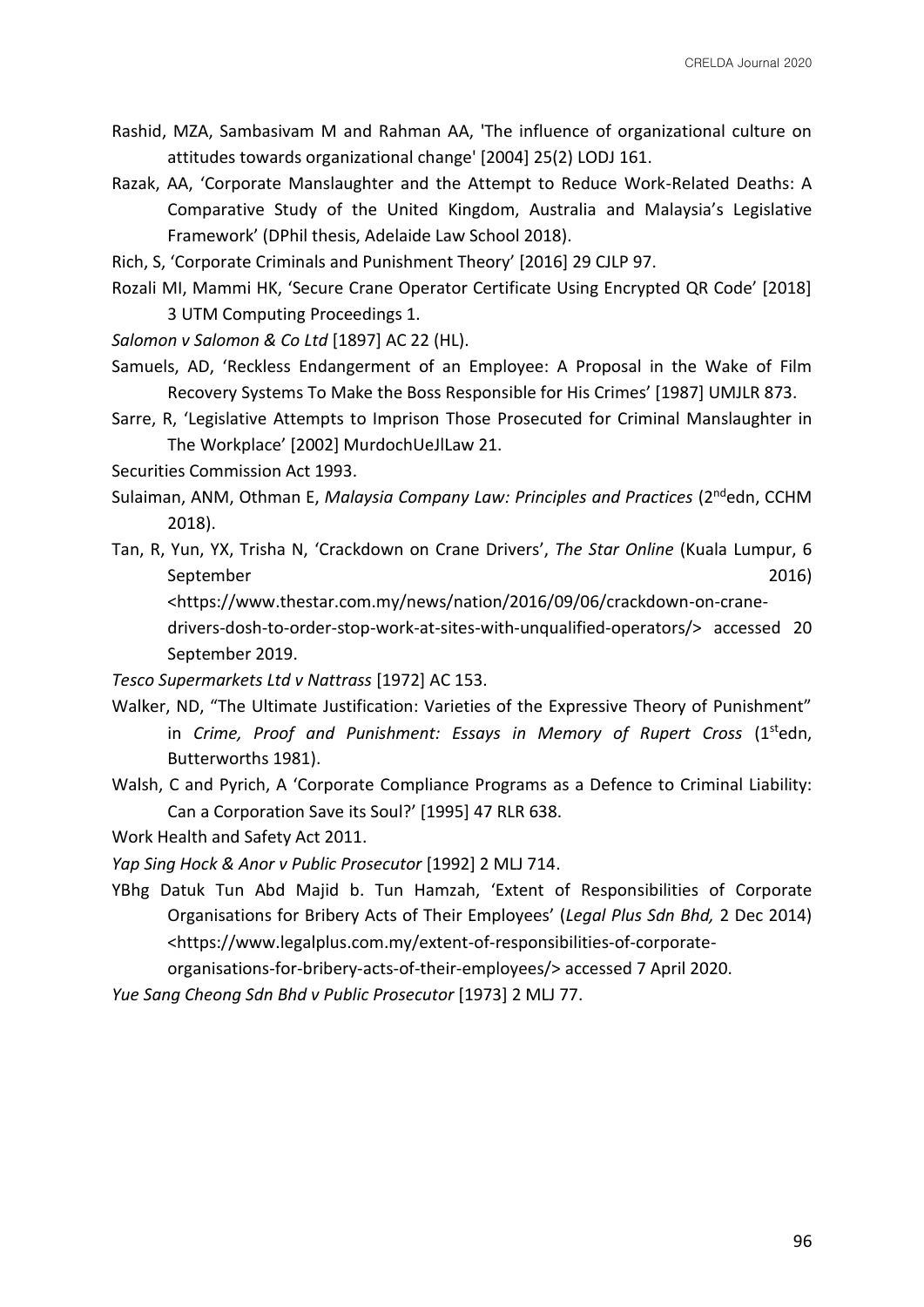Rashid, MZA, Sambasivam M and Rahman AA, 'The influence of organizational culture on attitudes towards organizational change' [2004] 25(2) LODJ 161.

Razak, AA, 'Corporate Manslaughter and the Attempt to Reduce Work-Related Deaths: A Comparative Study of the United Kingdom, Australia and Malaysia's Legislative Framework' (DPhil thesis, Adelaide Law School 2018).

Rich, S, 'Corporate Criminals and Punishment Theory' [2016] 29 CJLP 97.

Rozali MI, Mammi HK, 'Secure Crane Operator Certificate Using Encrypted QR Code' [2018] 3 UTM Computing Proceedings 1.

*Salomon v Salomon & Co Ltd* [1897] AC 22 (HL).

Samuels, AD, 'Reckless Endangerment of an Employee: A Proposal in the Wake of Film Recovery Systems To Make the Boss Responsible for His Crimes' [1987] UMJLR 873.

Sarre, R, 'Legislative Attempts to Imprison Those Prosecuted for Criminal Manslaughter in The Workplace' [2002] MurdochUeJlLaw 21.

Securities Commission Act 1993.

Sulaiman, ANM, Othman E, *Malaysia Company Law: Principles and Practices* (2ndedn, CCHM 2018).

Tan, R, Yun, YX, Trisha N, 'Crackdown on Crane Drivers', *The Star Online* (Kuala Lumpur, 6 September 2016) <https://www.thestar.com.my/news/nation/2016/09/06/crackdown-on-crane-drivers-dosh-to-order-stop-work-at-sites-with-unqualified-operators/> accessed 20 September 2019.

*Tesco Supermarkets Ltd v Nattrass* [1972] AC 153.

Walker, ND, "The Ultimate Justification: Varieties of the Expressive Theory of Punishment" in *Crime, Proof and Punishment: Essays in Memory of Rupert Cross* (1stedn, Butterworths 1981).

Walsh, C and Pyrich, A 'Corporate Compliance Programs as a Defence to Criminal Liability: Can a Corporation Save its Soul?' [1995] 47 RLR 638.

Work Health and Safety Act 2011.

*Yap Sing Hock & Anor v Public Prosecutor* [1992] 2 MLJ 714.

YBhg Datuk Tun Abd Majid b. Tun Hamzah, 'Extent of Responsibilities of Corporate Organisations for Bribery Acts of Their Employees' (*Legal Plus Sdn Bhd,* 2 Dec 2014) <https://www.legalplus.com.my/extent-of-responsibilities-of-corporate-organisations-for-bribery-acts-of-their-employees/> accessed 7 April 2020.

*Yue Sang Cheong Sdn Bhd v Public Prosecutor* [1973] 2 MLJ 77.